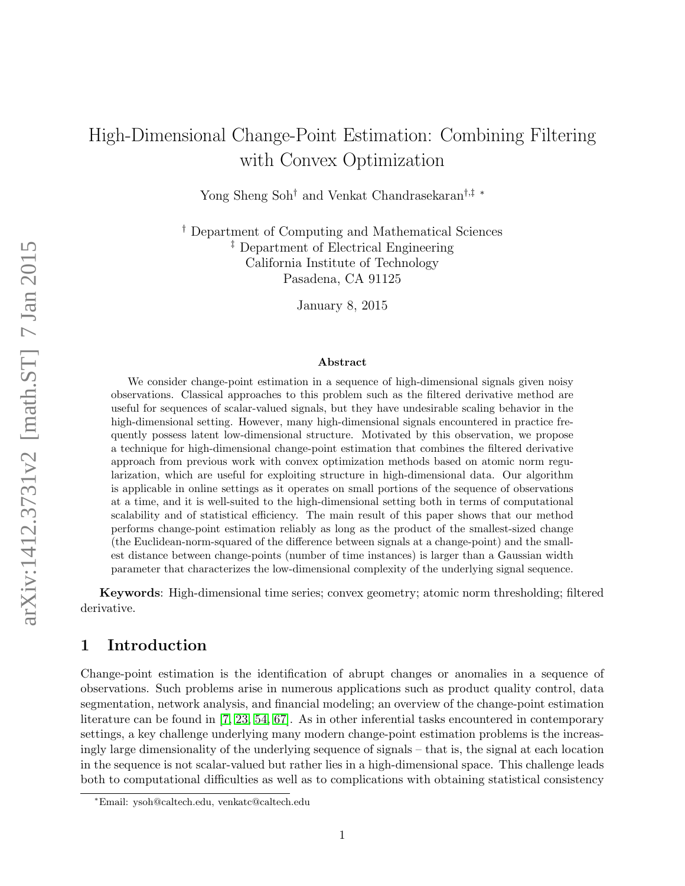# High-Dimensional Change-Point Estimation: Combining Filtering with Convex Optimization

Yong Sheng Soh[†] and Venkat Chandrasekaran[†,‡] [*]

[†] Department of Computing and Mathematical Sciences
[‡] Department of Electrical Engineering
California Institute of Technology
Pasadena, CA 91125

January 8, 2015

### Abstract

We consider change-point estimation in a sequence of high-dimensional signals given noisy observations. Classical approaches to this problem such as the filtered derivative method are useful for sequences of scalar-valued signals, but they have undesirable scaling behavior in the high-dimensional setting. However, many high-dimensional signals encountered in practice frequently possess latent low-dimensional structure. Motivated by this observation, we propose a technique for high-dimensional change-point estimation that combines the filtered derivative approach from previous work with convex optimization methods based on atomic norm regularization, which are useful for exploiting structure in high-dimensional data. Our algorithm is applicable in online settings as it operates on small portions of the sequence of observations at a time, and it is well-suited to the high-dimensional setting both in terms of computational scalability and of statistical efficiency. The main result of this paper shows that our method performs change-point estimation reliably as long as the product of the smallest-sized change (the Euclidean-norm-squared of the difference between signals at a change-point) and the smallest distance between change-points (number of time instances) is larger than a Gaussian width parameter that characterizes the low-dimensional complexity of the underlying signal sequence.

**Keywords**: High-dimensional time series; convex geometry; atomic norm thresholding; filtered derivative.

## 1 Introduction

Change-point estimation is the identification of abrupt changes or anomalies in a sequence of observations. Such problems arise in numerous applications such as product quality control, data segmentation, network analysis, and financial modeling; an overview of the change-point estimation literature can be found in [7, 23, 54, 67]. As in other inferential tasks encountered in contemporary settings, a key challenge underlying many modern change-point estimation problems is the increasingly large dimensionality of the underlying sequence of signals – that is, the signal at each location in the sequence is not scalar-valued but rather lies in a high-dimensional space. This challenge leads both to computational difficulties as well as to complications with obtaining statistical consistency

[*]Email: ysoh@caltech.edu, venkatc@caltech.edu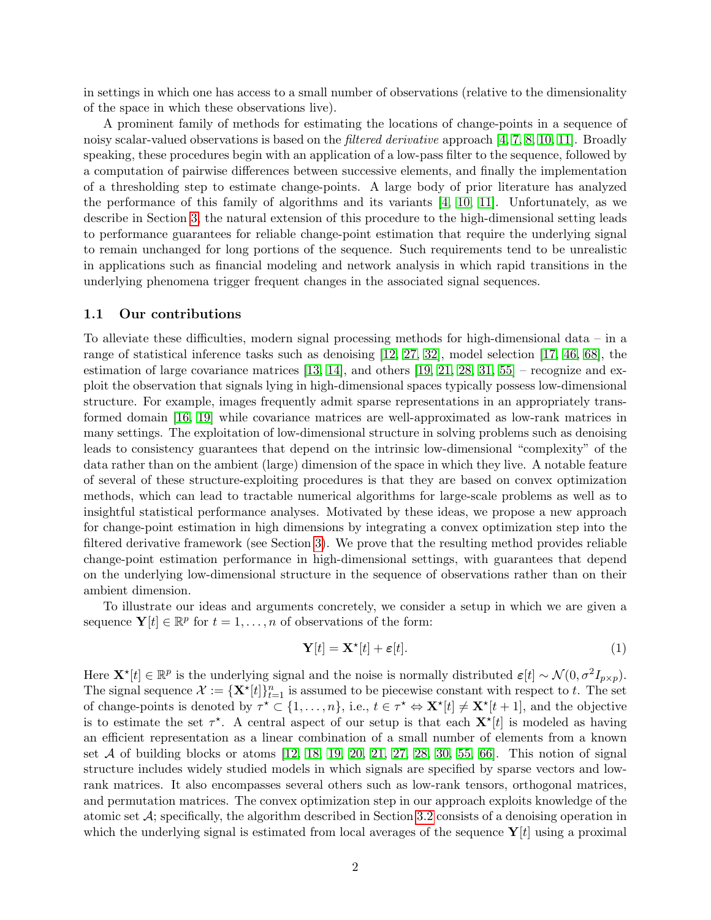in settings in which one has access to a small number of observations (relative to the dimensionality of the space in which these observations live).

A prominent family of methods for estimating the locations of change-points in a sequence of noisy scalar-valued observations is based on the *filtered derivative* approach [4, 7, 8, 10, 11]. Broadly speaking, these procedures begin with an application of a low-pass filter to the sequence, followed by a computation of pairwise differences between successive elements, and finally the implementation of a thresholding step to estimate change-points. A large body of prior literature has analyzed the performance of this family of algorithms and its variants [4, 10, 11]. Unfortunately, as we describe in Section 3, the natural extension of this procedure to the high-dimensional setting leads to performance guarantees for reliable change-point estimation that require the underlying signal to remain unchanged for long portions of the sequence. Such requirements tend to be unrealistic in applications such as financial modeling and network analysis in which rapid transitions in the underlying phenomena trigger frequent changes in the associated signal sequences.

### 1.1 Our contributions

To alleviate these difficulties, modern signal processing methods for high-dimensional data – in a range of statistical inference tasks such as denoising [12, 27, 32], model selection [17, 46, 68], the estimation of large covariance matrices [13, 14], and others [19, 21, 28, 31, 55] – recognize and exploit the observation that signals lying in high-dimensional spaces typically possess low-dimensional structure. For example, images frequently admit sparse representations in an appropriately transformed domain [16, 19] while covariance matrices are well-approximated as low-rank matrices in many settings. The exploitation of low-dimensional structure in solving problems such as denoising leads to consistency guarantees that depend on the intrinsic low-dimensional "complexity" of the data rather than on the ambient (large) dimension of the space in which they live. A notable feature of several of these structure-exploiting procedures is that they are based on convex optimization methods, which can lead to tractable numerical algorithms for large-scale problems as well as to insightful statistical performance analyses. Motivated by these ideas, we propose a new approach for change-point estimation in high dimensions by integrating a convex optimization step into the filtered derivative framework (see Section 3). We prove that the resulting method provides reliable change-point estimation performance in high-dimensional settings, with guarantees that depend on the underlying low-dimensional structure in the sequence of observations rather than on their ambient dimension.

To illustrate our ideas and arguments concretely, we consider a setup in which we are given a sequence $\mathbf{Y}[t] \in \mathbb{R}^p$ for $t = 1, \ldots, n$ of observations of the form:

$$\mathbf{Y}[t] = \mathbf{X}^\star[t] + \boldsymbol{\varepsilon}[t]. \tag{1}$$

Here $\mathbf{X}^\star[t] \in \mathbb{R}^p$ is the underlying signal and the noise is normally distributed $\boldsymbol{\varepsilon}[t] \sim \mathcal{N}(0, \sigma^2 I_{p\times p})$. The signal sequence $\mathcal{X} := \{\mathbf{X}^\star[t]\}_{t=1}^n$ is assumed to be piecewise constant with respect to $t$. The set of change-points is denoted by $\tau^\star \subset \{1, \ldots, n\}$, i.e., $t \in \tau^\star \Leftrightarrow \mathbf{X}^\star[t] \neq \mathbf{X}^\star[t+1]$, and the objective is to estimate the set $\tau^\star$. A central aspect of our setup is that each $\mathbf{X}^\star[t]$ is modeled as having an efficient representation as a linear combination of a small number of elements from a known set $\mathcal{A}$ of building blocks or atoms [12, 18, 19, 20, 21, 27, 28, 30, 55, 66]. This notion of signal structure includes widely studied models in which signals are specified by sparse vectors and low-rank matrices. It also encompasses several others such as low-rank tensors, orthogonal matrices, and permutation matrices. The convex optimization step in our approach exploits knowledge of the atomic set $\mathcal{A}$; specifically, the algorithm described in Section 3.2 consists of a denoising operation in which the underlying signal is estimated from local averages of the sequence $\mathbf{Y}[t]$ using a proximal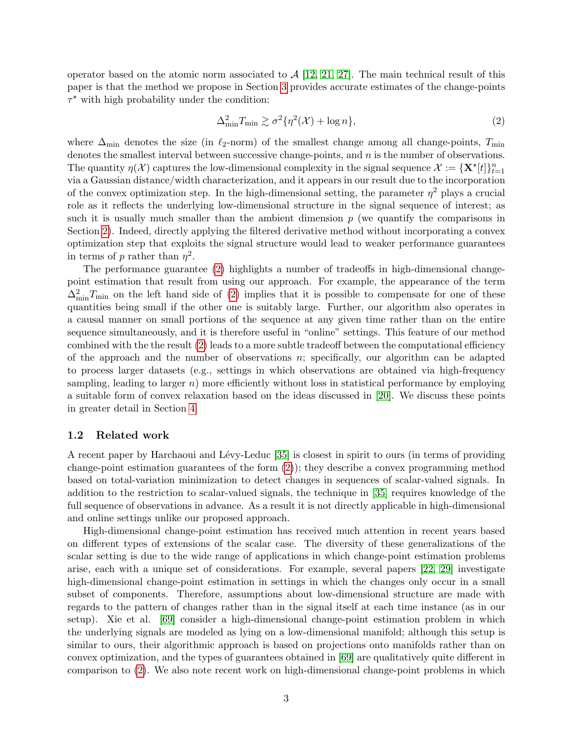operator based on the atomic norm associated to $\mathcal{A}$ [12, 21, 27]. The main technical result of this paper is that the method we propose in Section 3 provides accurate estimates of the change-points $\tau^\star$ with high probability under the condition:

$$\Delta_{\min}^2 T_{\min} \gtrsim \sigma^2\{\eta^2(\mathcal{X}) + \log n\}, \tag{2}$$

where $\Delta_{\min}$ denotes the size (in $\ell_2$-norm) of the smallest change among all change-points, $T_{\min}$ denotes the smallest interval between successive change-points, and $n$ is the number of observations. The quantity $\eta(\mathcal{X})$ captures the low-dimensional complexity in the signal sequence $\mathcal{X} := \{\mathbf{X}^\star[t]\}_{t=1}^n$ via a Gaussian distance/width characterization, and it appears in our result due to the incorporation of the convex optimization step. In the high-dimensional setting, the parameter $\eta^2$ plays a crucial role as it reflects the underlying low-dimensional structure in the signal sequence of interest; as such it is usually much smaller than the ambient dimension $p$ (we quantify the comparisons in Section 2). Indeed, directly applying the filtered derivative method without incorporating a convex optimization step that exploits the signal structure would lead to weaker performance guarantees in terms of $p$ rather than $\eta^2$.

The performance guarantee (2) highlights a number of tradeoffs in high-dimensional change-point estimation that result from using our approach. For example, the appearance of the term $\Delta_{\min}^2 T_{\min}$ on the left hand side of (2) implies that it is possible to compensate for one of these quantities being small if the other one is suitably large. Further, our algorithm also operates in a causal manner on small portions of the sequence at any given time rather than on the entire sequence simultaneously, and it is therefore useful in "online" settings. This feature of our method combined with the the result (2) leads to a more subtle tradeoff between the computational efficiency of the approach and the number of observations $n$; specifically, our algorithm can be adapted to process larger datasets (e.g., settings in which observations are obtained via high-frequency sampling, leading to larger $n$) more efficiently without loss in statistical performance by employing a suitable form of convex relaxation based on the ideas discussed in [20]. We discuss these points in greater detail in Section 4.

### 1.2 Related work

A recent paper by Harchaoui and Lévy-Leduc [35] is closest in spirit to ours (in terms of providing change-point estimation guarantees of the form (2)); they describe a convex programming method based on total-variation minimization to detect changes in sequences of scalar-valued signals. In addition to the restriction to scalar-valued signals, the technique in [35] requires knowledge of the full sequence of observations in advance. As a result it is not directly applicable in high-dimensional and online settings unlike our proposed approach.

High-dimensional change-point estimation has received much attention in recent years based on different types of extensions of the scalar case. The diversity of these generalizations of the scalar setting is due to the wide range of applications in which change-point estimation problems arise, each with a unique set of considerations. For example, several papers [22, 29] investigate high-dimensional change-point estimation in settings in which the changes only occur in a small subset of components. Therefore, assumptions about low-dimensional structure are made with regards to the pattern of changes rather than in the signal itself at each time instance (as in our setup). Xie et al. [69] consider a high-dimensional change-point estimation problem in which the underlying signals are modeled as lying on a low-dimensional manifold; although this setup is similar to ours, their algorithmic approach is based on projections onto manifolds rather than on convex optimization, and the types of guarantees obtained in [69] are qualitatively quite different in comparison to (2). We also note recent work on high-dimensional change-point problems in which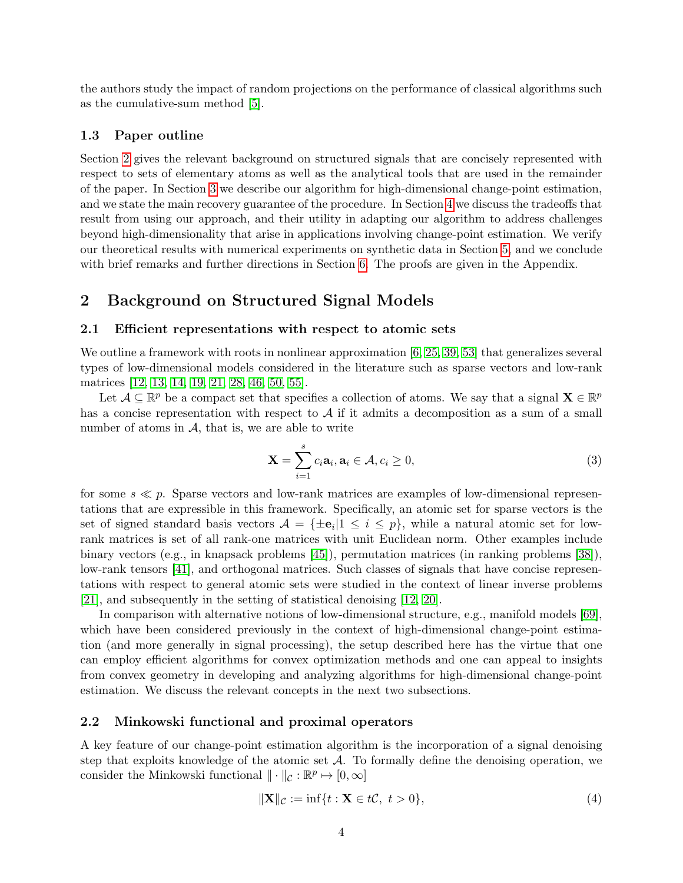the authors study the impact of random projections on the performance of classical algorithms such as the cumulative-sum method [5].

### 1.3 Paper outline

Section 2 gives the relevant background on structured signals that are concisely represented with respect to sets of elementary atoms as well as the analytical tools that are used in the remainder of the paper. In Section 3 we describe our algorithm for high-dimensional change-point estimation, and we state the main recovery guarantee of the procedure. In Section 4 we discuss the tradeoffs that result from using our approach, and their utility in adapting our algorithm to address challenges beyond high-dimensionality that arise in applications involving change-point estimation. We verify our theoretical results with numerical experiments on synthetic data in Section 5, and we conclude with brief remarks and further directions in Section 6. The proofs are given in the Appendix.

## 2 Background on Structured Signal Models

### 2.1 Efficient representations with respect to atomic sets

We outline a framework with roots in nonlinear approximation [6, 25, 39, 53] that generalizes several types of low-dimensional models considered in the literature such as sparse vectors and low-rank matrices [12, 13, 14, 19, 21, 28, 46, 50, 55].

Let $\mathcal{A} \subseteq \mathbb{R}^p$ be a compact set that specifies a collection of atoms. We say that a signal $\mathbf{X} \in \mathbb{R}^p$ has a concise representation with respect to $\mathcal{A}$ if it admits a decomposition as a sum of a small number of atoms in $\mathcal{A}$, that is, we are able to write

$$\mathbf{X} = \sum_{i=1}^{s} c_i \mathbf{a}_i, \mathbf{a}_i \in \mathcal{A}, c_i \geq 0, \tag{3}$$

for some $s \ll p$. Sparse vectors and low-rank matrices are examples of low-dimensional representations that are expressible in this framework. Specifically, an atomic set for sparse vectors is the set of signed standard basis vectors $\mathcal{A} = \{\pm \mathbf{e}_i | 1 \leq i \leq p\}$, while a natural atomic set for low-rank matrices is set of all rank-one matrices with unit Euclidean norm. Other examples include binary vectors (e.g., in knapsack problems [45]), permutation matrices (in ranking problems [38]), low-rank tensors [41], and orthogonal matrices. Such classes of signals that have concise representations with respect to general atomic sets were studied in the context of linear inverse problems [21], and subsequently in the setting of statistical denoising [12, 20].

In comparison with alternative notions of low-dimensional structure, e.g., manifold models [69], which have been considered previously in the context of high-dimensional change-point estimation (and more generally in signal processing), the setup described here has the virtue that one can employ efficient algorithms for convex optimization methods and one can appeal to insights from convex geometry in developing and analyzing algorithms for high-dimensional change-point estimation. We discuss the relevant concepts in the next two subsections.

### 2.2 Minkowski functional and proximal operators

A key feature of our change-point estimation algorithm is the incorporation of a signal denoising step that exploits knowledge of the atomic set $\mathcal{A}$. To formally define the denoising operation, we consider the Minkowski functional $\| \cdot \|_{\mathcal{C}} : \mathbb{R}^p \mapsto [0, \infty]$

$$\|\mathbf{X}\|_{\mathcal{C}} := \inf\{t : \mathbf{X} \in t\mathcal{C}, \ t > 0\}, \tag{4}$$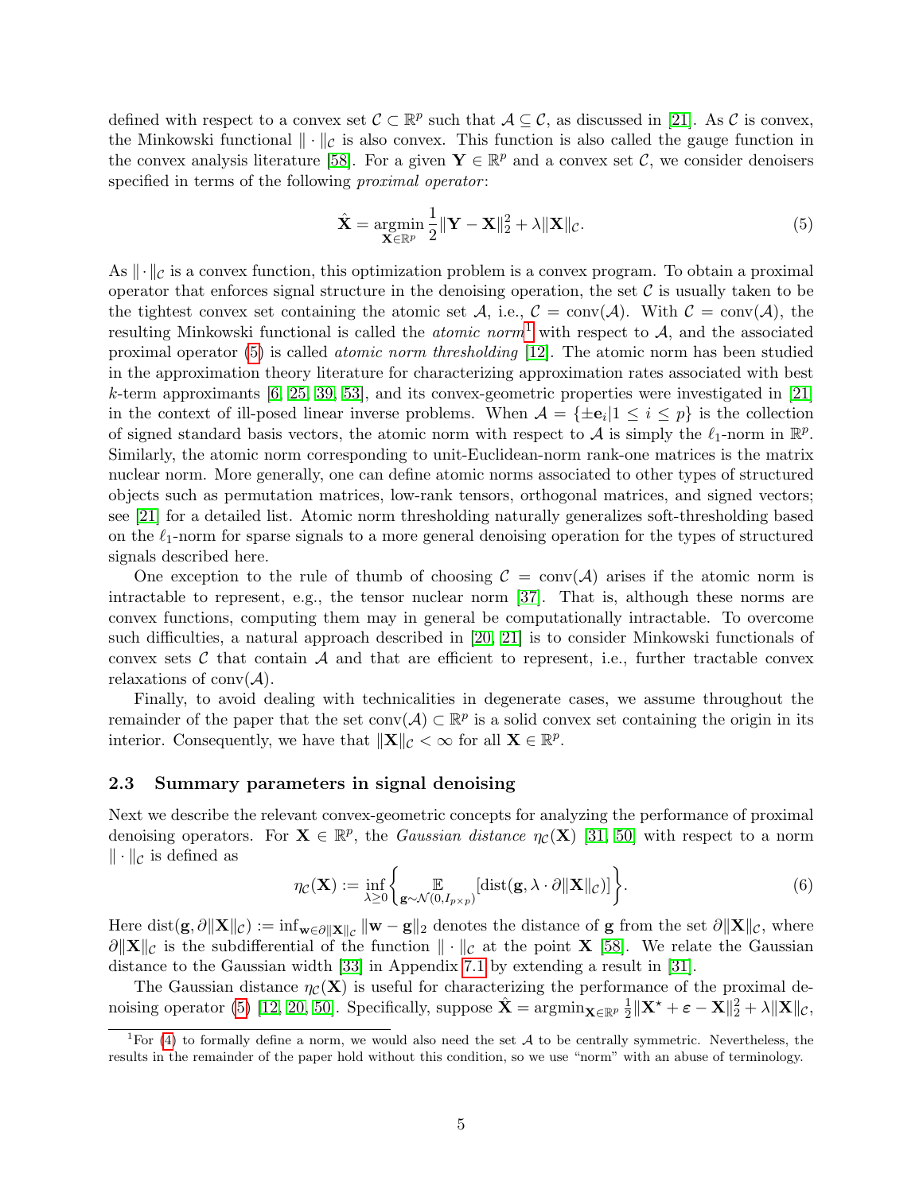defined with respect to a convex set $\mathcal{C} \subset \mathbb{R}^p$ such that $\mathcal{A} \subseteq \mathcal{C}$, as discussed in [21]. As $\mathcal{C}$ is convex, the Minkowski functional $\|\cdot\|_{\mathcal{C}}$ is also convex. This function is also called the gauge function in the convex analysis literature [58]. For a given $\mathbf{Y} \in \mathbb{R}^p$ and a convex set $\mathcal{C}$, we consider denoisers specified in terms of the following *proximal operator*:

$$\hat{\mathbf{X}} = \underset{\mathbf{X} \in \mathbb{R}^p}{\operatorname{argmin}} \frac{1}{2}\|\mathbf{Y} - \mathbf{X}\|_2^2 + \lambda \|\mathbf{X}\|_{\mathcal{C}}. \tag{5}$$

As $\|\cdot\|_{\mathcal{C}}$ is a convex function, this optimization problem is a convex program. To obtain a proximal operator that enforces signal structure in the denoising operation, the set $\mathcal{C}$ is usually taken to be the tightest convex set containing the atomic set $\mathcal{A}$, i.e., $\mathcal{C} = \operatorname{conv}(\mathcal{A})$. With $\mathcal{C} = \operatorname{conv}(\mathcal{A})$, the resulting Minkowski functional is called the *atomic norm*[1] with respect to $\mathcal{A}$, and the associated proximal operator (5) is called *atomic norm thresholding* [12]. The atomic norm has been studied in the approximation theory literature for characterizing approximation rates associated with best $k$-term approximants [6, 25, 39, 53], and its convex-geometric properties were investigated in [21] in the context of ill-posed linear inverse problems. When $\mathcal{A} = \{\pm \mathbf{e}_i | 1 \leq i \leq p\}$ is the collection of signed standard basis vectors, the atomic norm with respect to $\mathcal{A}$ is simply the $\ell_1$-norm in $\mathbb{R}^p$. Similarly, the atomic norm corresponding to unit-Euclidean-norm rank-one matrices is the matrix nuclear norm. More generally, one can define atomic norms associated to other types of structured objects such as permutation matrices, low-rank tensors, orthogonal matrices, and signed vectors; see [21] for a detailed list. Atomic norm thresholding naturally generalizes soft-thresholding based on the $\ell_1$-norm for sparse signals to a more general denoising operation for the types of structured signals described here.

One exception to the rule of thumb of choosing $\mathcal{C} = \operatorname{conv}(\mathcal{A})$ arises if the atomic norm is intractable to represent, e.g., the tensor nuclear norm [37]. That is, although these norms are convex functions, computing them may in general be computationally intractable. To overcome such difficulties, a natural approach described in [20, 21] is to consider Minkowski functionals of convex sets $\mathcal{C}$ that contain $\mathcal{A}$ and that are efficient to represent, i.e., further tractable convex relaxations of $\operatorname{conv}(\mathcal{A})$.

Finally, to avoid dealing with technicalities in degenerate cases, we assume throughout the remainder of the paper that the set $\operatorname{conv}(\mathcal{A}) \subset \mathbb{R}^p$ is a solid convex set containing the origin in its interior. Consequently, we have that $\|\mathbf{X}\|_{\mathcal{C}} < \infty$ for all $\mathbf{X} \in \mathbb{R}^p$.

### 2.3 Summary parameters in signal denoising

Next we describe the relevant convex-geometric concepts for analyzing the performance of proximal denoising operators. For $\mathbf{X} \in \mathbb{R}^p$, the *Gaussian distance* $\eta_{\mathcal{C}}(\mathbf{X})$ [31, 50] with respect to a norm $\|\cdot\|_{\mathcal{C}}$ is defined as

$$\eta_{\mathcal{C}}(\mathbf{X}) := \inf_{\lambda \geq 0} \left\{ \underset{\mathbf{g} \sim \mathcal{N}(0, I_{p \times p})}{\mathbb{E}} [\operatorname{dist}(\mathbf{g}, \lambda \cdot \partial \|\mathbf{X}\|_{\mathcal{C}})] \right\}. \tag{6}$$

Here $\operatorname{dist}(\mathbf{g}, \partial\|\mathbf{X}\|_{\mathcal{C}}) := \inf_{\mathbf{w} \in \partial\|\mathbf{X}\|_{\mathcal{C}}} \|\mathbf{w} - \mathbf{g}\|_2$ denotes the distance of $\mathbf{g}$ from the set $\partial\|\mathbf{X}\|_{\mathcal{C}}$, where $\partial\|\mathbf{X}\|_{\mathcal{C}}$ is the subdifferential of the function $\|\cdot\|_{\mathcal{C}}$ at the point $\mathbf{X}$ [58]. We relate the Gaussian distance to the Gaussian width [33] in Appendix 7.1 by extending a result in [31].

The Gaussian distance $\eta_{\mathcal{C}}(\mathbf{X})$ is useful for characterizing the performance of the proximal denoising operator (5) [12, 20, 50]. Specifically, suppose $\hat{\mathbf{X}} = \operatorname{argmin}_{\mathbf{X} \in \mathbb{R}^p} \frac{1}{2}\|\mathbf{X}^\star + \boldsymbol{\varepsilon} - \mathbf{X}\|_2^2 + \lambda\|\mathbf{X}\|_{\mathcal{C}}$,

[1] For (4) to formally define a norm, we would also need the set $\mathcal{A}$ to be centrally symmetric. Nevertheless, the results in the remainder of the paper hold without this condition, so we use "norm" with an abuse of terminology.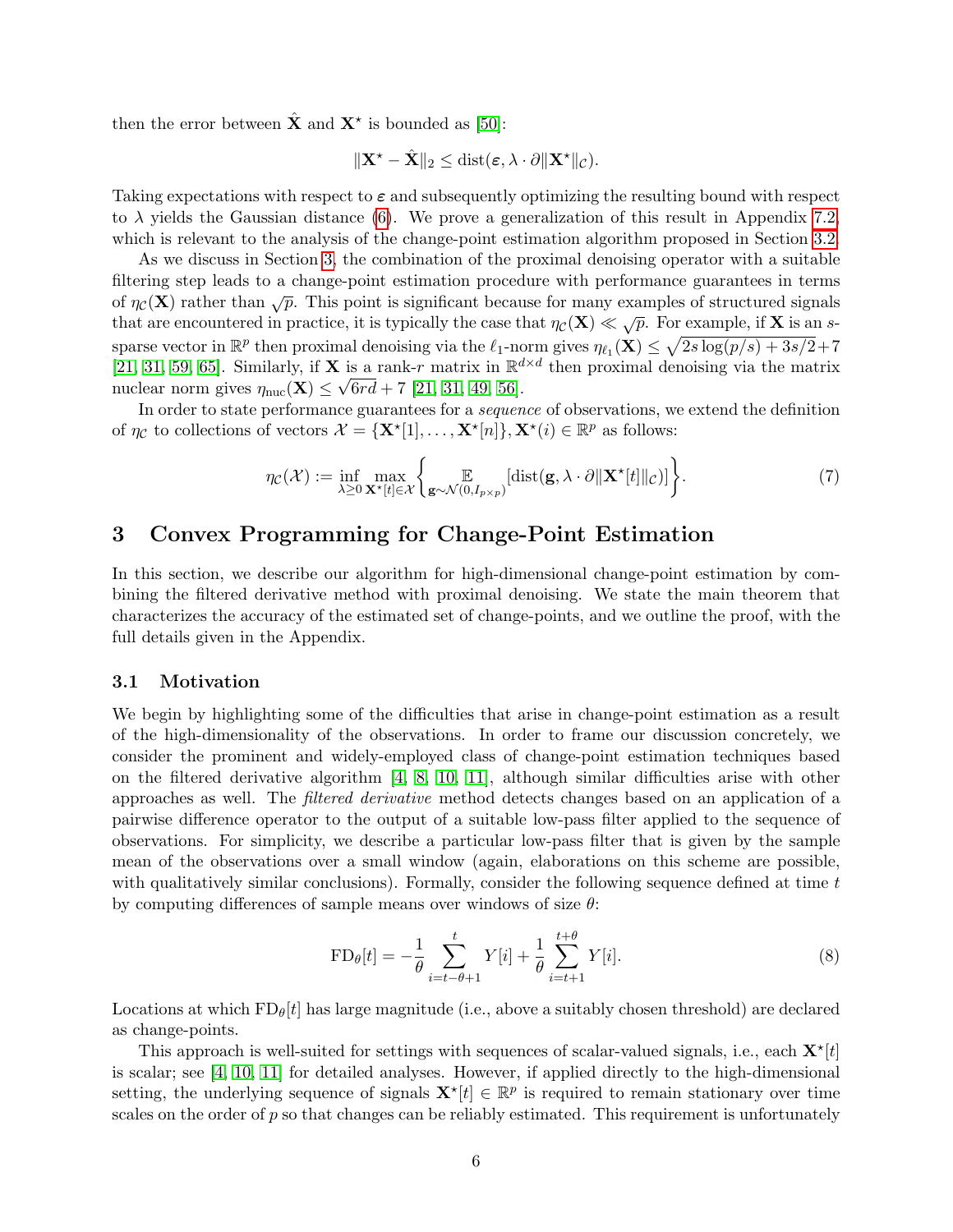then the error between $\hat{\mathbf{X}}$ and $\mathbf{X}^\star$ is bounded as [50]:

$$\|\mathbf{X}^\star - \hat{\mathbf{X}}\|_2 \leq \mathrm{dist}(\boldsymbol{\varepsilon}, \lambda \cdot \partial \|\mathbf{X}^\star\|_{\mathcal{C}}).$$

Taking expectations with respect to $\boldsymbol{\varepsilon}$ and subsequently optimizing the resulting bound with respect to $\lambda$ yields the Gaussian distance (6). We prove a generalization of this result in Appendix 7.2, which is relevant to the analysis of the change-point estimation algorithm proposed in Section 3.2.

As we discuss in Section 3, the combination of the proximal denoising operator with a suitable filtering step leads to a change-point estimation procedure with performance guarantees in terms of $\eta_{\mathcal{C}}(\mathbf{X})$ rather than $\sqrt{p}$. This point is significant because for many examples of structured signals that are encountered in practice, it is typically the case that $\eta_{\mathcal{C}}(\mathbf{X}) \ll \sqrt{p}$. For example, if $\mathbf{X}$ is an $s$-sparse vector in $\mathbb{R}^p$ then proximal denoising via the $\ell_1$-norm gives $\eta_{\ell_1}(\mathbf{X}) \leq \sqrt{2s\log(p/s) + 3s/2} + 7$ [21, 31, 59, 65]. Similarly, if $\mathbf{X}$ is a rank-$r$ matrix in $\mathbb{R}^{d \times d}$ then proximal denoising via the matrix nuclear norm gives $\eta_{\mathrm{nuc}}(\mathbf{X}) \leq \sqrt{6rd} + 7$ [21, 31, 49, 56].

In order to state performance guarantees for a *sequence* of observations, we extend the definition of $\eta_{\mathcal{C}}$ to collections of vectors $\mathcal{X} = \{\mathbf{X}^\star[1], \ldots, \mathbf{X}^\star[n]\}, \mathbf{X}^\star(i) \in \mathbb{R}^p$ as follows:

$$\eta_{\mathcal{C}}(\mathcal{X}) := \inf_{\lambda \geq 0} \max_{\mathbf{X}^\star[t] \in \mathcal{X}} \left\{ \mathop{\mathbb{E}}_{\mathbf{g} \sim \mathcal{N}(0, I_{p \times p})} [\mathrm{dist}(\mathbf{g}, \lambda \cdot \partial \|\mathbf{X}^\star[t]\|_{\mathcal{C}})] \right\}. \tag{7}$$

# 3 Convex Programming for Change-Point Estimation

In this section, we describe our algorithm for high-dimensional change-point estimation by combining the filtered derivative method with proximal denoising. We state the main theorem that characterizes the accuracy of the estimated set of change-points, and we outline the proof, with the full details given in the Appendix.

## 3.1 Motivation

We begin by highlighting some of the difficulties that arise in change-point estimation as a result of the high-dimensionality of the observations. In order to frame our discussion concretely, we consider the prominent and widely-employed class of change-point estimation techniques based on the filtered derivative algorithm [4, 8, 10, 11], although similar difficulties arise with other approaches as well. The *filtered derivative* method detects changes based on an application of a pairwise difference operator to the output of a suitable low-pass filter applied to the sequence of observations. For simplicity, we describe a particular low-pass filter that is given by the sample mean of the observations over a small window (again, elaborations on this scheme are possible, with qualitatively similar conclusions). Formally, consider the following sequence defined at time $t$ by computing differences of sample means over windows of size $\theta$:

$$\mathrm{FD}_\theta[t] = -\frac{1}{\theta} \sum_{i=t-\theta+1}^{t} Y[i] + \frac{1}{\theta} \sum_{i=t+1}^{t+\theta} Y[i]. \tag{8}$$

Locations at which $\mathrm{FD}_\theta[t]$ has large magnitude (i.e., above a suitably chosen threshold) are declared as change-points.

This approach is well-suited for settings with sequences of scalar-valued signals, i.e., each $\mathbf{X}^\star[t]$ is scalar; see [4, 10, 11] for detailed analyses. However, if applied directly to the high-dimensional setting, the underlying sequence of signals $\mathbf{X}^\star[t] \in \mathbb{R}^p$ is required to remain stationary over time scales on the order of $p$ so that changes can be reliably estimated. This requirement is unfortunately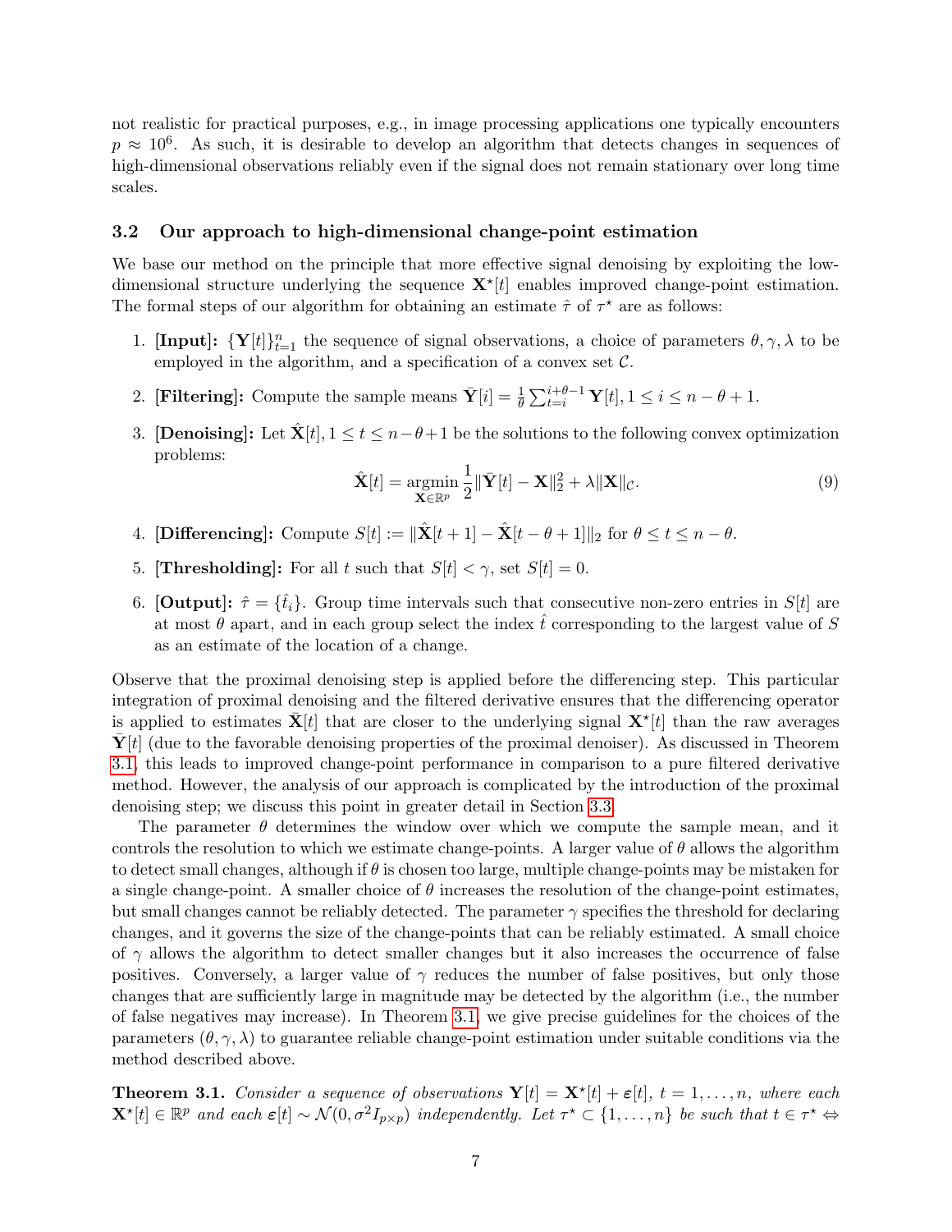not realistic for practical purposes, e.g., in image processing applications one typically encounters $p \approx 10^6$. As such, it is desirable to develop an algorithm that detects changes in sequences of high-dimensional observations reliably even if the signal does not remain stationary over long time scales.

### 3.2 Our approach to high-dimensional change-point estimation

We base our method on the principle that more effective signal denoising by exploiting the low-dimensional structure underlying the sequence $\mathbf{X}^\star[t]$ enables improved change-point estimation. The formal steps of our algorithm for obtaining an estimate $\hat{\tau}$ of $\tau^\star$ are as follows:

1. **[Input]:** $\{\mathbf{Y}[t]\}_{t=1}^n$ the sequence of signal observations, a choice of parameters $\theta, \gamma, \lambda$ to be employed in the algorithm, and a specification of a convex set $\mathcal{C}$.
2. **[Filtering]:** Compute the sample means $\bar{\mathbf{Y}}[i] = \frac{1}{\theta}\sum_{t=i}^{i+\theta-1}\mathbf{Y}[t], 1 \leq i \leq n-\theta+1$.
3. **[Denoising]:** Let $\hat{\mathbf{X}}[t], 1 \leq t \leq n-\theta+1$ be the solutions to the following convex optimization problems:
$$\hat{\mathbf{X}}[t] = \underset{\mathbf{X}\in\mathbb{R}^p}{\operatorname{argmin}} \frac{1}{2}\|\bar{\mathbf{Y}}[t] - \mathbf{X}\|_2^2 + \lambda\|\mathbf{X}\|_{\mathcal{C}}. \tag{9}$$
4. **[Differencing]:** Compute $S[t] := \|\hat{\mathbf{X}}[t+1] - \hat{\mathbf{X}}[t-\theta+1]\|_2$ for $\theta \leq t \leq n-\theta$.
5. **[Thresholding]:** For all $t$ such that $S[t] < \gamma$, set $S[t] = 0$.
6. **[Output]:** $\hat{\tau} = \{\hat{t}_i\}$. Group time intervals such that consecutive non-zero entries in $S[t]$ are at most $\theta$ apart, and in each group select the index $\hat{t}$ corresponding to the largest value of $S$ as an estimate of the location of a change.

Observe that the proximal denoising step is applied before the differencing step. This particular integration of proximal denoising and the filtered derivative ensures that the differencing operator is applied to estimates $\hat{\mathbf{X}}[t]$ that are closer to the underlying signal $\mathbf{X}^\star[t]$ than the raw averages $\bar{\mathbf{Y}}[t]$ (due to the favorable denoising properties of the proximal denoiser). As discussed in Theorem 3.1, this leads to improved change-point performance in comparison to a pure filtered derivative method. However, the analysis of our approach is complicated by the introduction of the proximal denoising step; we discuss this point in greater detail in Section 3.3.

The parameter $\theta$ determines the window over which we compute the sample mean, and it controls the resolution to which we estimate change-points. A larger value of $\theta$ allows the algorithm to detect small changes, although if $\theta$ is chosen too large, multiple change-points may be mistaken for a single change-point. A smaller choice of $\theta$ increases the resolution of the change-point estimates, but small changes cannot be reliably detected. The parameter $\gamma$ specifies the threshold for declaring changes, and it governs the size of the change-points that can be reliably estimated. A small choice of $\gamma$ allows the algorithm to detect smaller changes but it also increases the occurrence of false positives. Conversely, a larger value of $\gamma$ reduces the number of false positives, but only those changes that are sufficiently large in magnitude may be detected by the algorithm (i.e., the number of false negatives may increase). In Theorem 3.1, we give precise guidelines for the choices of the parameters $(\theta, \gamma, \lambda)$ to guarantee reliable change-point estimation under suitable conditions via the method described above.

**Theorem 3.1.** *Consider a sequence of observations* $\mathbf{Y}[t] = \mathbf{X}^\star[t] + \boldsymbol{\varepsilon}[t]$, $t = 1, \ldots, n$, *where each* $\mathbf{X}^\star[t] \in \mathbb{R}^p$ *and each* $\boldsymbol{\varepsilon}[t] \sim \mathcal{N}(0, \sigma^2 I_{p\times p})$ *independently. Let* $\tau^\star \subset \{1, \ldots, n\}$ *be such that* $t \in \tau^\star \Leftrightarrow$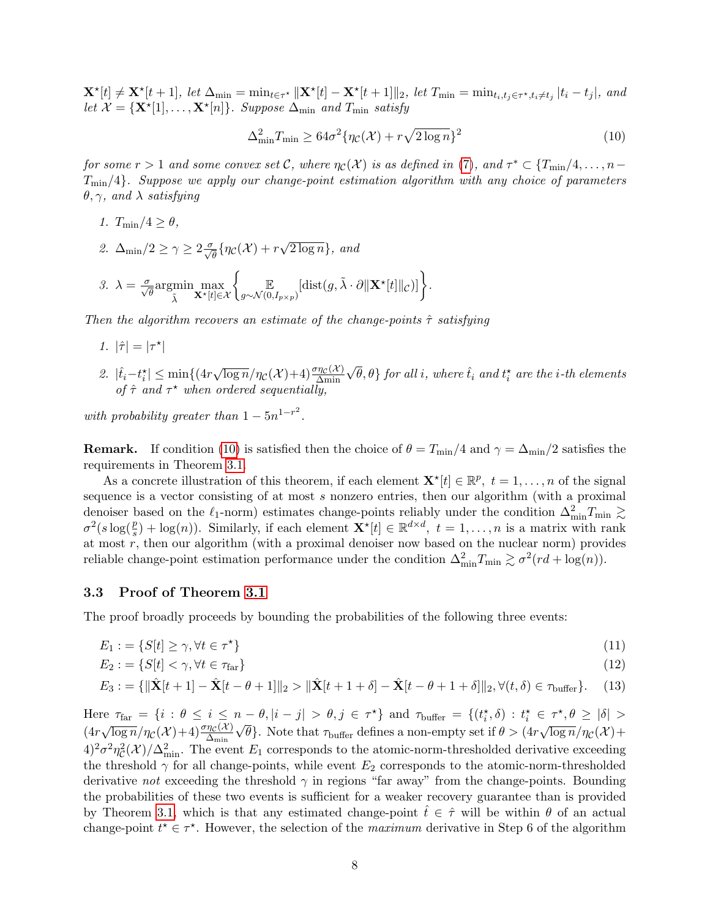$\mathbf{X}^\star[t] \neq \mathbf{X}^\star[t+1]$, *let* $\Delta_{\min} = \min_{t\in\tau^\star} \|\mathbf{X}^\star[t] - \mathbf{X}^\star[t+1]\|_2$, *let* $T_{\min} = \min_{t_i,t_j\in\tau^\star, t_i\neq t_j} |t_i - t_j|$, *and let* $\mathcal{X} = \{\mathbf{X}^\star[1], \ldots, \mathbf{X}^\star[n]\}$. *Suppose* $\Delta_{\min}$ *and* $T_{\min}$ *satisfy*

$$\Delta_{\min}^2 T_{\min} \geq 64\sigma^2\{\eta_{\mathcal{C}}(\mathcal{X}) + r\sqrt{2\log n}\}^2 \tag{10}$$

*for some* $r > 1$ *and some convex set* $\mathcal{C}$*, where* $\eta_{\mathcal{C}}(\mathcal{X})$ *is as defined in (7), and* $\tau^* \subset \{T_{\min}/4, \ldots, n - T_{\min}/4\}$*. Suppose we apply our change-point estimation algorithm with any choice of parameters* $\theta, \gamma$*, and* $\lambda$ *satisfying*

1. $T_{\min}/4 \geq \theta$,
2. $\Delta_{\min}/2 \geq \gamma \geq 2\frac{\sigma}{\sqrt{\theta}}\{\eta_{\mathcal{C}}(\mathcal{X}) + r\sqrt{2\log n}\}$, *and*
3. $\lambda = \frac{\sigma}{\sqrt{\theta}} \underset{\tilde{\lambda}}{\operatorname{argmin}} \max_{\mathbf{X}^\star[t]\in\mathcal{X}} \left\{ \mathop{\mathbb{E}}_{g\sim\mathcal{N}(0,I_{p\times p})} [\operatorname{dist}(g, \tilde{\lambda}\cdot\partial\|\mathbf{X}^\star[t]\|_{\mathcal{C}})] \right\}$.

*Then the algorithm recovers an estimate of the change-points* $\hat{\tau}$ *satisfying*

1. $|\hat{\tau}| = |\tau^\star|$
2. $|\hat{t}_i - t_i^\star| \leq \min\{(4r\sqrt{\log n}/\eta_{\mathcal{C}}(\mathcal{X}) + 4)\frac{\sigma\eta_{\mathcal{C}}(\mathcal{X})}{\Delta_{\min}}\sqrt{\theta}, \theta\}$ *for all* $i$*, where* $\hat{t}_i$ *and* $t_i^\star$ *are the* $i$*-th elements of* $\hat{\tau}$ *and* $\tau^\star$ *when ordered sequentially,*

*with probability greater than* $1 - 5n^{1-r^2}$.

**Remark.** If condition (10) is satisfied then the choice of $\theta = T_{\min}/4$ and $\gamma = \Delta_{\min}/2$ satisfies the requirements in Theorem 3.1.

As a concrete illustration of this theorem, if each element $\mathbf{X}^\star[t] \in \mathbb{R}^p$, $t = 1, \ldots, n$ of the signal sequence is a vector consisting of at most $s$ nonzero entries, then our algorithm (with a proximal denoiser based on the $\ell_1$-norm) estimates change-points reliably under the condition $\Delta_{\min}^2 T_{\min} \gtrsim \sigma^2(s\log(\frac{p}{s}) + \log(n))$. Similarly, if each element $\mathbf{X}^\star[t] \in \mathbb{R}^{d\times d}$, $t = 1, \ldots, n$ is a matrix with rank at most $r$, then our algorithm (with a proximal denoiser now based on the nuclear norm) provides reliable change-point estimation performance under the condition $\Delta_{\min}^2 T_{\min} \gtrsim \sigma^2(rd + \log(n))$.

### 3.3 Proof of Theorem 3.1

The proof broadly proceeds by bounding the probabilities of the following three events:

$$E_1 := \{S[t] \geq \gamma, \forall t \in \tau^\star\} \tag{11}$$

$$E_2 := \{S[t] < \gamma, \forall t \in \tau_{\text{far}}\} \tag{12}$$

$$E_3 := \{\|\hat{\mathbf{X}}[t+1] - \hat{\mathbf{X}}[t-\theta+1]\|_2 > \|\hat{\mathbf{X}}[t+1+\delta] - \hat{\mathbf{X}}[t-\theta+1+\delta]\|_2, \forall (t,\delta) \in \tau_{\text{buffer}}\}. \tag{13}$$

Here $\tau_{\text{far}} = \{i : \theta \leq i \leq n - \theta, |i - j| > \theta, j \in \tau^\star\}$ and $\tau_{\text{buffer}} = \{(t_i^\star, \delta) : t_i^\star \in \tau^\star, \theta \geq |\delta| > (4r\sqrt{\log n}/\eta_{\mathcal{C}}(\mathcal{X}) + 4)\frac{\sigma\eta_{\mathcal{C}}(\mathcal{X})}{\Delta_{\min}}\sqrt{\theta}\}$. Note that $\tau_{\text{buffer}}$ defines a non-empty set if $\theta > (4r\sqrt{\log n}/\eta_{\mathcal{C}}(\mathcal{X}) + 4)^2\sigma^2\eta_{\mathcal{C}}^2(\mathcal{X})/\Delta_{\min}^2$. The event $E_1$ corresponds to the atomic-norm-thresholded derivative exceeding the threshold $\gamma$ for all change-points, while event $E_2$ corresponds to the atomic-norm-thresholded derivative *not* exceeding the threshold $\gamma$ in regions "far away" from the change-points. Bounding the probabilities of these two events is sufficient for a weaker recovery guarantee than is provided by Theorem 3.1, which is that any estimated change-point $\hat{t} \in \hat{\tau}$ will be within $\theta$ of an actual change-point $t^\star \in \tau^\star$. However, the selection of the *maximum* derivative in Step 6 of the algorithm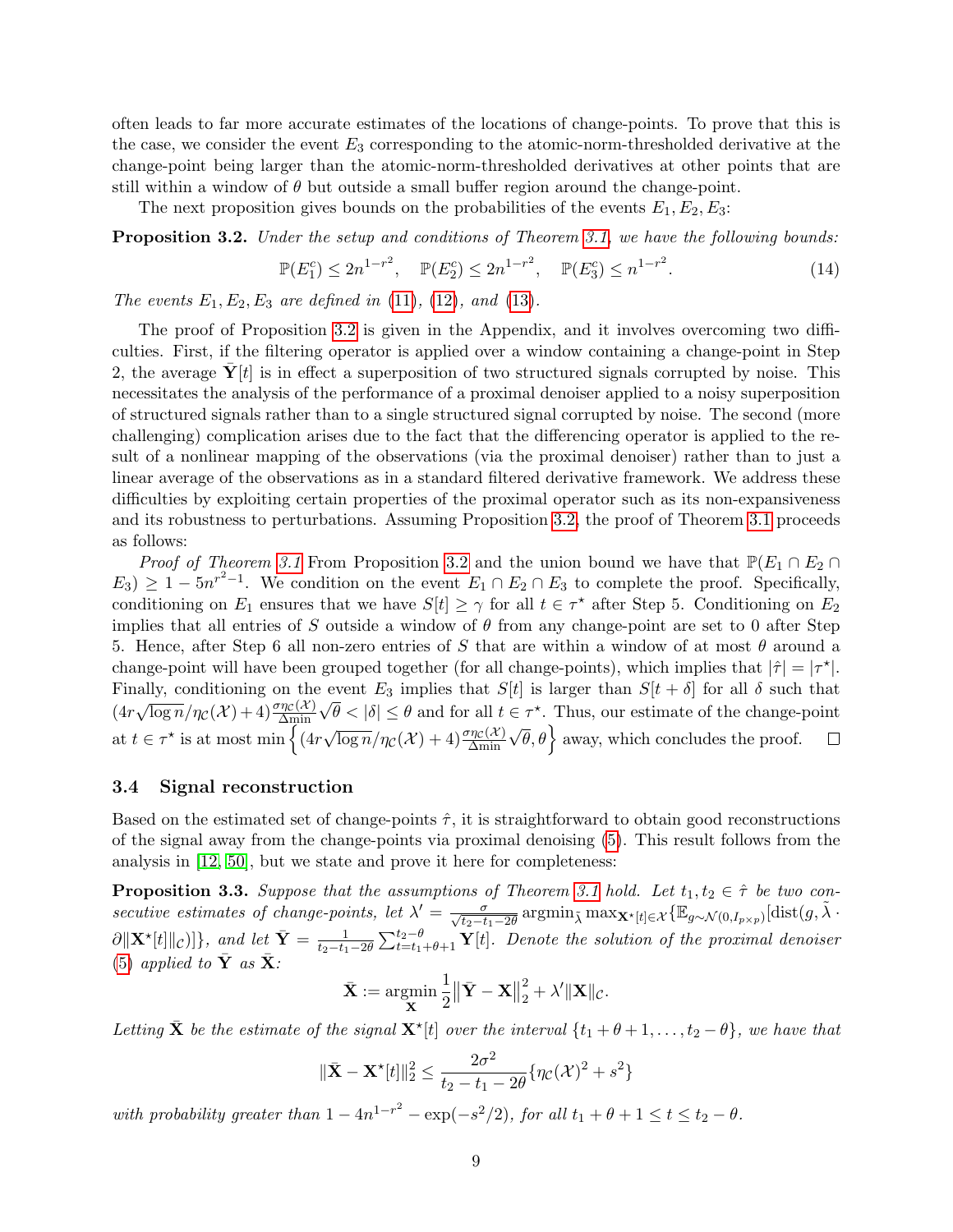often leads to far more accurate estimates of the locations of change-points. To prove that this is the case, we consider the event $E_3$ corresponding to the atomic-norm-thresholded derivative at the change-point being larger than the atomic-norm-thresholded derivatives at other points that are still within a window of $\theta$ but outside a small buffer region around the change-point.

The next proposition gives bounds on the probabilities of the events $E_1, E_2, E_3$:

**Proposition 3.2.** *Under the setup and conditions of Theorem 3.1, we have the following bounds:*

$$\mathbb{P}(E_1^c) \leq 2n^{1-r^2}, \quad \mathbb{P}(E_2^c) \leq 2n^{1-r^2}, \quad \mathbb{P}(E_3^c) \leq n^{1-r^2}. \tag{14}$$

*The events $E_1, E_2, E_3$ are defined in (11), (12), and (13).*

The proof of Proposition 3.2 is given in the Appendix, and it involves overcoming two difficulties. First, if the filtering operator is applied over a window containing a change-point in Step 2, the average $\bar{\mathbf{Y}}[t]$ is in effect a superposition of two structured signals corrupted by noise. This necessitates the analysis of the performance of a proximal denoiser applied to a noisy superposition of structured signals rather than to a single structured signal corrupted by noise. The second (more challenging) complication arises due to the fact that the differencing operator is applied to the result of a nonlinear mapping of the observations (via the proximal denoiser) rather than to just a linear average of the observations as in a standard filtered derivative framework. We address these difficulties by exploiting certain properties of the proximal operator such as its non-expansiveness and its robustness to perturbations. Assuming Proposition 3.2, the proof of Theorem 3.1 proceeds as follows:

*Proof of Theorem 3.1* From Proposition 3.2 and the union bound we have that $\mathbb{P}(E_1 \cap E_2 \cap E_3) \geq 1 - 5n^{r^2-1}$. We condition on the event $E_1 \cap E_2 \cap E_3$ to complete the proof. Specifically, conditioning on $E_1$ ensures that we have $S[t] \geq \gamma$ for all $t \in \tau^\star$ after Step 5. Conditioning on $E_2$ implies that all entries of $S$ outside a window of $\theta$ from any change-point are set to 0 after Step 5. Hence, after Step 6 all non-zero entries of $S$ that are within a window of at most $\theta$ around a change-point will have been grouped together (for all change-points), which implies that $|\hat{\tau}| = |\tau^\star|$. Finally, conditioning on the event $E_3$ implies that $S[t]$ is larger than $S[t+\delta]$ for all $\delta$ such that $(4r\sqrt{\log n}/\eta_{\mathcal{C}}(\mathcal{X}) + 4)\frac{\sigma \eta_{\mathcal{C}}(\mathcal{X})}{\Delta_{\min}}\sqrt{\theta} < |\delta| \leq \theta$ and for all $t \in \tau^\star$. Thus, our estimate of the change-point at $t \in \tau^\star$ is at most $\min\left\{(4r\sqrt{\log n}/\eta_{\mathcal{C}}(\mathcal{X}) + 4)\frac{\sigma \eta_{\mathcal{C}}(\mathcal{X})}{\Delta_{\min}}\sqrt{\theta}, \theta\right\}$ away, which concludes the proof. □

### 3.4 Signal reconstruction

Based on the estimated set of change-points $\hat{\tau}$, it is straightforward to obtain good reconstructions of the signal away from the change-points via proximal denoising (5). This result follows from the analysis in [12, 50], but we state and prove it here for completeness:

**Proposition 3.3.** *Suppose that the assumptions of Theorem 3.1 hold. Let $t_1, t_2 \in \hat{\tau}$ be two consecutive estimates of change-points, let $\lambda' = \frac{\sigma}{\sqrt{t_2 - t_1 - 2\theta}} \operatorname{argmin}_{\tilde{\lambda}} \max_{\mathbf{X}^\star[t] \in \mathcal{X}} \{\mathbb{E}_{g \sim \mathcal{N}(0, I_{p \times p})}[\operatorname{dist}(g, \tilde{\lambda} \cdot \partial \|\mathbf{X}^\star[t]\|_{\mathcal{C}})]\}$, and let $\bar{\mathbf{Y}} = \frac{1}{t_2 - t_1 - 2\theta}\sum_{t=t_1+\theta+1}^{t_2-\theta} \mathbf{Y}[t]$. Denote the solution of the proximal denoiser (5) applied to $\bar{\mathbf{Y}}$ as $\bar{\mathbf{X}}$:*

$$\bar{\mathbf{X}} := \operatorname*{argmin}_{\mathbf{X}} \frac{1}{2}\left\|\bar{\mathbf{Y}} - \mathbf{X}\right\|_2^2 + \lambda' \|\mathbf{X}\|_{\mathcal{C}}.$$

*Letting $\bar{\mathbf{X}}$ be the estimate of the signal $\mathbf{X}^\star[t]$ over the interval $\{t_1 + \theta + 1, \ldots, t_2 - \theta\}$, we have that*

$$\|\bar{\mathbf{X}} - \mathbf{X}^\star[t]\|_2^2 \leq \frac{2\sigma^2}{t_2 - t_1 - 2\theta}\{\eta_{\mathcal{C}}(\mathcal{X})^2 + s^2\}$$

*with probability greater than $1 - 4n^{1-r^2} - \exp(-s^2/2)$, for all $t_1 + \theta + 1 \leq t \leq t_2 - \theta$.*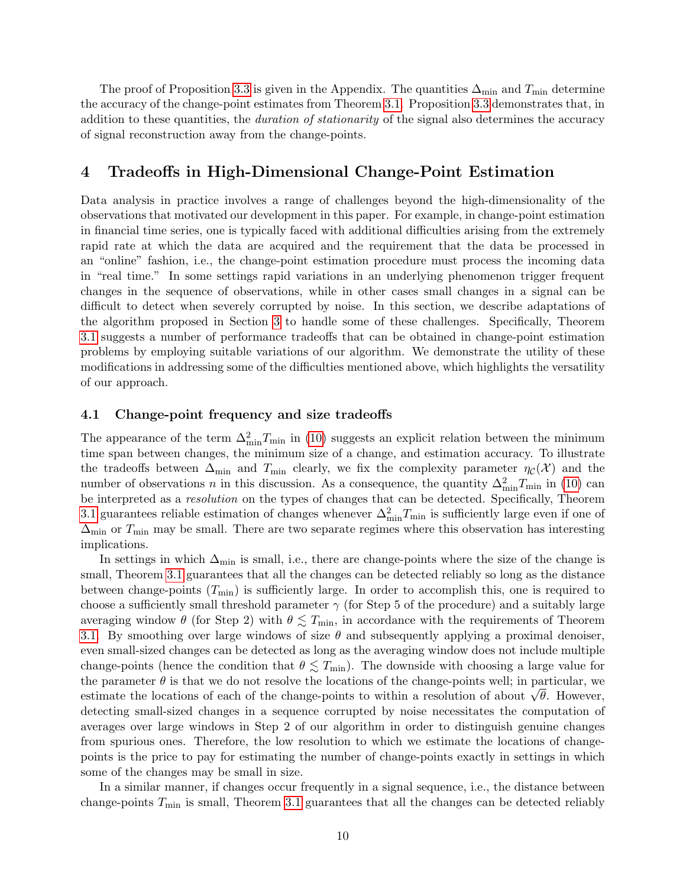The proof of Proposition 3.3 is given in the Appendix. The quantities $\Delta_{\min}$ and $T_{\min}$ determine the accuracy of the change-point estimates from Theorem 3.1. Proposition 3.3 demonstrates that, in addition to these quantities, the *duration of stationarity* of the signal also determines the accuracy of signal reconstruction away from the change-points.

## 4 Tradeoffs in High-Dimensional Change-Point Estimation

Data analysis in practice involves a range of challenges beyond the high-dimensionality of the observations that motivated our development in this paper. For example, in change-point estimation in financial time series, one is typically faced with additional difficulties arising from the extremely rapid rate at which the data are acquired and the requirement that the data be processed in an "online" fashion, i.e., the change-point estimation procedure must process the incoming data in "real time." In some settings rapid variations in an underlying phenomenon trigger frequent changes in the sequence of observations, while in other cases small changes in a signal can be difficult to detect when severely corrupted by noise. In this section, we describe adaptations of the algorithm proposed in Section 3 to handle some of these challenges. Specifically, Theorem 3.1 suggests a number of performance tradeoffs that can be obtained in change-point estimation problems by employing suitable variations of our algorithm. We demonstrate the utility of these modifications in addressing some of the difficulties mentioned above, which highlights the versatility of our approach.

### 4.1 Change-point frequency and size tradeoffs

The appearance of the term $\Delta_{\min}^2 T_{\min}$ in (10) suggests an explicit relation between the minimum time span between changes, the minimum size of a change, and estimation accuracy. To illustrate the tradeoffs between $\Delta_{\min}$ and $T_{\min}$ clearly, we fix the complexity parameter $\eta_{\mathcal{C}}(\mathcal{X})$ and the number of observations $n$ in this discussion. As a consequence, the quantity $\Delta_{\min}^2 T_{\min}$ in (10) can be interpreted as a *resolution* on the types of changes that can be detected. Specifically, Theorem 3.1 guarantees reliable estimation of changes whenever $\Delta_{\min}^2 T_{\min}$ is sufficiently large even if one of $\Delta_{\min}$ or $T_{\min}$ may be small. There are two separate regimes where this observation has interesting implications.

In settings in which $\Delta_{\min}$ is small, i.e., there are change-points where the size of the change is small, Theorem 3.1 guarantees that all the changes can be detected reliably so long as the distance between change-points ($T_{\min}$) is sufficiently large. In order to accomplish this, one is required to choose a sufficiently small threshold parameter $\gamma$ (for Step 5 of the procedure) and a suitably large averaging window $\theta$ (for Step 2) with $\theta \lesssim T_{\min}$, in accordance with the requirements of Theorem 3.1. By smoothing over large windows of size $\theta$ and subsequently applying a proximal denoiser, even small-sized changes can be detected as long as the averaging window does not include multiple change-points (hence the condition that $\theta \lesssim T_{\min}$). The downside with choosing a large value for the parameter $\theta$ is that we do not resolve the locations of the change-points well; in particular, we estimate the locations of each of the change-points to within a resolution of about $\sqrt{\theta}$. However, detecting small-sized changes in a sequence corrupted by noise necessitates the computation of averages over large windows in Step 2 of our algorithm in order to distinguish genuine changes from spurious ones. Therefore, the low resolution to which we estimate the locations of change-points is the price to pay for estimating the number of change-points exactly in settings in which some of the changes may be small in size.

In a similar manner, if changes occur frequently in a signal sequence, i.e., the distance between change-points $T_{\min}$ is small, Theorem 3.1 guarantees that all the changes can be detected reliably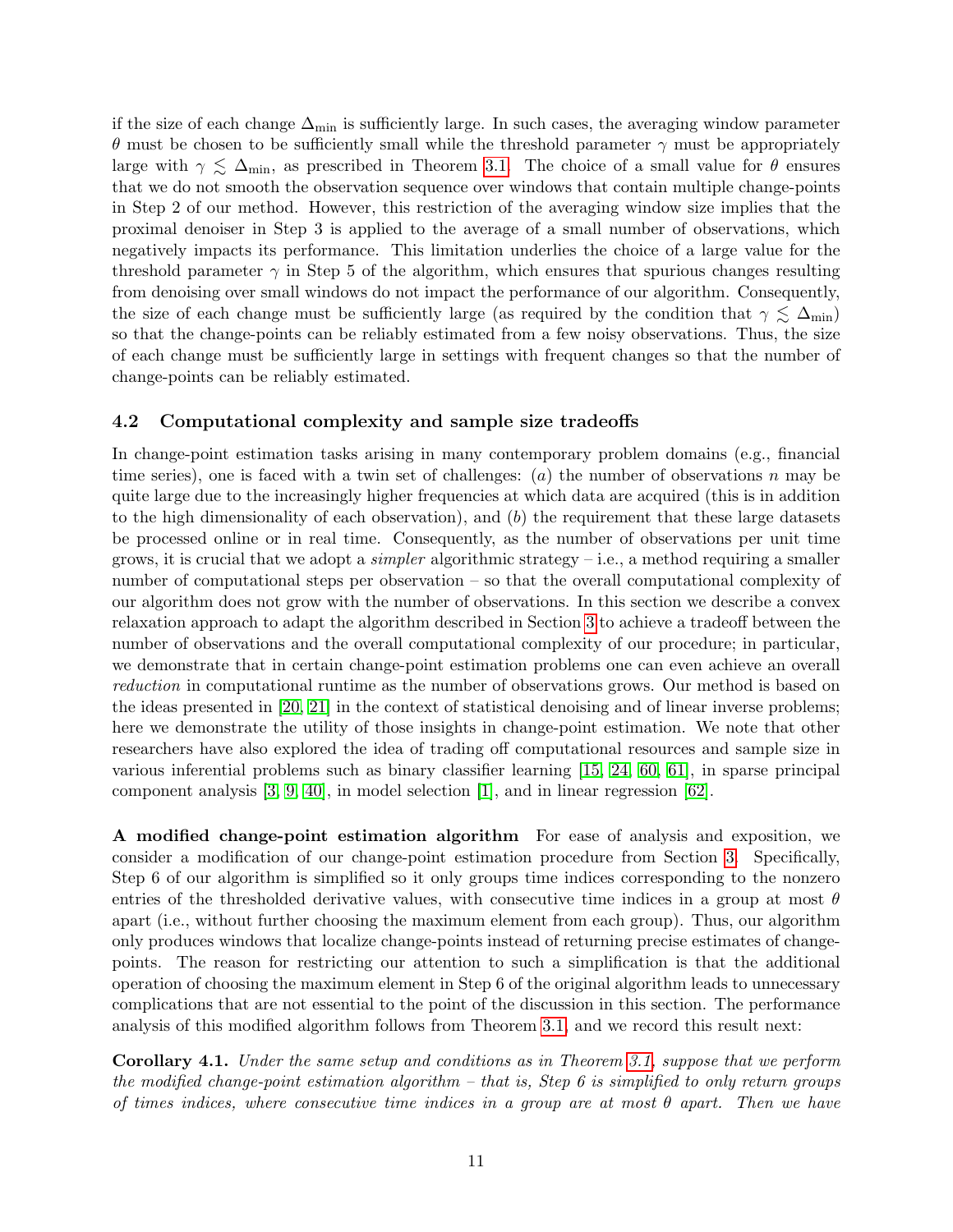if the size of each change $\Delta_{\min}$ is sufficiently large. In such cases, the averaging window parameter $\theta$ must be chosen to be sufficiently small while the threshold parameter $\gamma$ must be appropriately large with $\gamma \lesssim \Delta_{\min}$, as prescribed in Theorem 3.1. The choice of a small value for $\theta$ ensures that we do not smooth the observation sequence over windows that contain multiple change-points in Step 2 of our method. However, this restriction of the averaging window size implies that the proximal denoiser in Step 3 is applied to the average of a small number of observations, which negatively impacts its performance. This limitation underlies the choice of a large value for the threshold parameter $\gamma$ in Step 5 of the algorithm, which ensures that spurious changes resulting from denoising over small windows do not impact the performance of our algorithm. Consequently, the size of each change must be sufficiently large (as required by the condition that $\gamma \lesssim \Delta_{\min}$) so that the change-points can be reliably estimated from a few noisy observations. Thus, the size of each change must be sufficiently large in settings with frequent changes so that the number of change-points can be reliably estimated.

### 4.2 Computational complexity and sample size tradeoffs

In change-point estimation tasks arising in many contemporary problem domains (e.g., financial time series), one is faced with a twin set of challenges: (*a*) the number of observations $n$ may be quite large due to the increasingly higher frequencies at which data are acquired (this is in addition to the high dimensionality of each observation), and (*b*) the requirement that these large datasets be processed online or in real time. Consequently, as the number of observations per unit time grows, it is crucial that we adopt a *simpler* algorithmic strategy – i.e., a method requiring a smaller number of computational steps per observation – so that the overall computational complexity of our algorithm does not grow with the number of observations. In this section we describe a convex relaxation approach to adapt the algorithm described in Section 3 to achieve a tradeoff between the number of observations and the overall computational complexity of our procedure; in particular, we demonstrate that in certain change-point estimation problems one can even achieve an overall *reduction* in computational runtime as the number of observations grows. Our method is based on the ideas presented in [20, 21] in the context of statistical denoising and of linear inverse problems; here we demonstrate the utility of those insights in change-point estimation. We note that other researchers have also explored the idea of trading off computational resources and sample size in various inferential problems such as binary classifier learning [15, 24, 60, 61], in sparse principal component analysis [3, 9, 40], in model selection [1], and in linear regression [62].

**A modified change-point estimation algorithm** For ease of analysis and exposition, we consider a modification of our change-point estimation procedure from Section 3. Specifically, Step 6 of our algorithm is simplified so it only groups time indices corresponding to the nonzero entries of the thresholded derivative values, with consecutive time indices in a group at most $\theta$ apart (i.e., without further choosing the maximum element from each group). Thus, our algorithm only produces windows that localize change-points instead of returning precise estimates of change-points. The reason for restricting our attention to such a simplification is that the additional operation of choosing the maximum element in Step 6 of the original algorithm leads to unnecessary complications that are not essential to the point of the discussion in this section. The performance analysis of this modified algorithm follows from Theorem 3.1, and we record this result next:

**Corollary 4.1.** *Under the same setup and conditions as in Theorem 3.1, suppose that we perform the modified change-point estimation algorithm – that is, Step 6 is simplified to only return groups of times indices, where consecutive time indices in a group are at most $\theta$ apart. Then we have*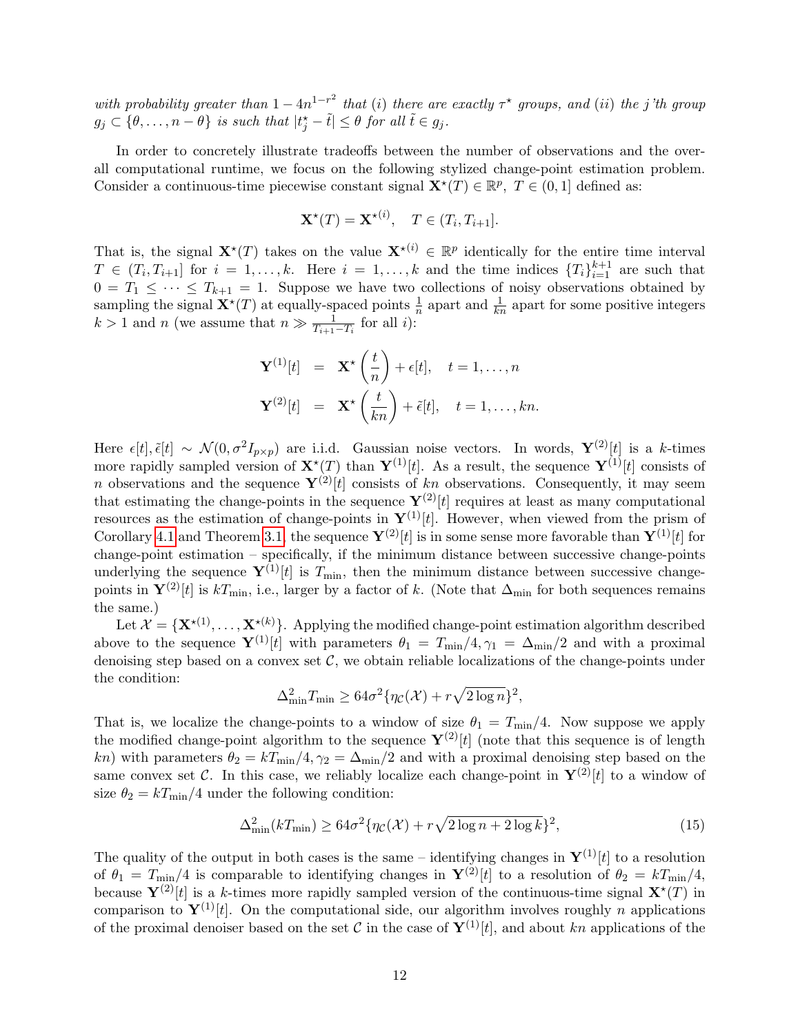*with probability greater than $1 - 4n^{1-r^2}$ that (i) there are exactly $\tau^\star$ groups, and (ii) the j'th group $g_j \subset \{\theta, \ldots, n-\theta\}$ is such that $|t_j^\star - \tilde{t}| \leq \theta$ for all $\tilde{t} \in g_j$.*

In order to concretely illustrate tradeoffs between the number of observations and the overall computational runtime, we focus on the following stylized change-point estimation problem. Consider a continuous-time piecewise constant signal $\mathbf{X}^\star(T) \in \mathbb{R}^p,\ T \in (0, 1]$ defined as:

$$\mathbf{X}^\star(T) = \mathbf{X}^{\star(i)}, \quad T \in (T_i, T_{i+1}].$$

That is, the signal $\mathbf{X}^\star(T)$ takes on the value $\mathbf{X}^{\star(i)} \in \mathbb{R}^p$ identically for the entire time interval $T \in (T_i, T_{i+1}]$ for $i = 1, \ldots, k$. Here $i = 1, \ldots, k$ and the time indices $\{T_i\}_{i=1}^{k+1}$ are such that $0 = T_1 \leq \cdots \leq T_{k+1} = 1$. Suppose we have two collections of noisy observations obtained by sampling the signal $\mathbf{X}^\star(T)$ at equally-spaced points $\frac{1}{n}$ apart and $\frac{1}{kn}$ apart for some positive integers $k > 1$ and $n$ (we assume that $n \gg \frac{1}{T_{i+1} - T_i}$ for all $i$):

$$\begin{aligned} \mathbf{Y}^{(1)}[t] &= \mathbf{X}^\star\left(\frac{t}{n}\right) + \epsilon[t], \quad t = 1, \ldots, n \\ \mathbf{Y}^{(2)}[t] &= \mathbf{X}^\star\left(\frac{t}{kn}\right) + \tilde{\epsilon}[t], \quad t = 1, \ldots, kn. \end{aligned}$$

Here $\epsilon[t], \tilde{\epsilon}[t] \sim \mathcal{N}(0, \sigma^2 I_{p \times p})$ are i.i.d. Gaussian noise vectors. In words, $\mathbf{Y}^{(2)}[t]$ is a $k$-times more rapidly sampled version of $\mathbf{X}^\star(T)$ than $\mathbf{Y}^{(1)}[t]$. As a result, the sequence $\mathbf{Y}^{(1)}[t]$ consists of $n$ observations and the sequence $\mathbf{Y}^{(2)}[t]$ consists of $kn$ observations. Consequently, it may seem that estimating the change-points in the sequence $\mathbf{Y}^{(2)}[t]$ requires at least as many computational resources as the estimation of change-points in $\mathbf{Y}^{(1)}[t]$. However, when viewed from the prism of Corollary 4.1 and Theorem 3.1, the sequence $\mathbf{Y}^{(2)}[t]$ is in some sense more favorable than $\mathbf{Y}^{(1)}[t]$ for change-point estimation – specifically, if the minimum distance between successive change-points underlying the sequence $\mathbf{Y}^{(1)}[t]$ is $T_{\min}$, then the minimum distance between successive change-points in $\mathbf{Y}^{(2)}[t]$ is $kT_{\min}$, i.e., larger by a factor of $k$. (Note that $\Delta_{\min}$ for both sequences remains the same.)

Let $\mathcal{X} = \{\mathbf{X}^{\star(1)}, \ldots, \mathbf{X}^{\star(k)}\}$. Applying the modified change-point estimation algorithm described above to the sequence $\mathbf{Y}^{(1)}[t]$ with parameters $\theta_1 = T_{\min}/4, \gamma_1 = \Delta_{\min}/2$ and with a proximal denoising step based on a convex set $\mathcal{C}$, we obtain reliable localizations of the change-points under the condition:

$$\Delta_{\min}^2 T_{\min} \geq 64\sigma^2\{\eta_{\mathcal{C}}(\mathcal{X}) + r\sqrt{2\log n}\}^2,$$

That is, we localize the change-points to a window of size $\theta_1 = T_{\min}/4$. Now suppose we apply the modified change-point algorithm to the sequence $\mathbf{Y}^{(2)}[t]$ (note that this sequence is of length $kn$) with parameters $\theta_2 = kT_{\min}/4, \gamma_2 = \Delta_{\min}/2$ and with a proximal denoising step based on the same convex set $\mathcal{C}$. In this case, we reliably localize each change-point in $\mathbf{Y}^{(2)}[t]$ to a window of size $\theta_2 = kT_{\min}/4$ under the following condition:

$$\Delta_{\min}^2 (kT_{\min}) \geq 64\sigma^2\{\eta_{\mathcal{C}}(\mathcal{X}) + r\sqrt{2\log n + 2\log k}\}^2, \tag{15}$$

The quality of the output in both cases is the same – identifying changes in $\mathbf{Y}^{(1)}[t]$ to a resolution of $\theta_1 = T_{\min}/4$ is comparable to identifying changes in $\mathbf{Y}^{(2)}[t]$ to a resolution of $\theta_2 = kT_{\min}/4$, because $\mathbf{Y}^{(2)}[t]$ is a $k$-times more rapidly sampled version of the continuous-time signal $\mathbf{X}^\star(T)$ in comparison to $\mathbf{Y}^{(1)}[t]$. On the computational side, our algorithm involves roughly $n$ applications of the proximal denoiser based on the set $\mathcal{C}$ in the case of $\mathbf{Y}^{(1)}[t]$, and about $kn$ applications of the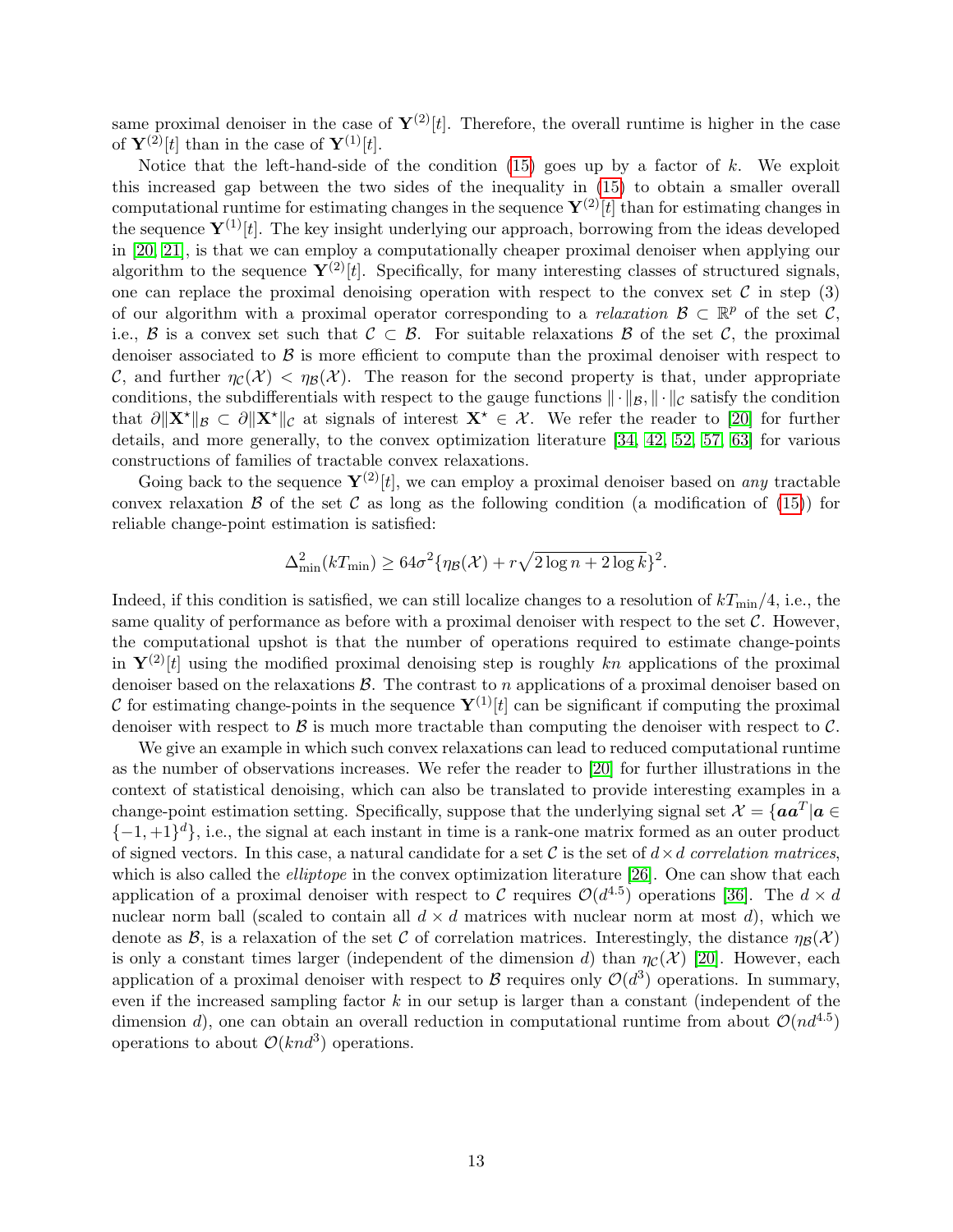same proximal denoiser in the case of $\mathbf{Y}^{(2)}[t]$. Therefore, the overall runtime is higher in the case of $\mathbf{Y}^{(2)}[t]$ than in the case of $\mathbf{Y}^{(1)}[t]$.

Notice that the left-hand-side of the condition (15) goes up by a factor of $k$. We exploit this increased gap between the two sides of the inequality in (15) to obtain a smaller overall computational runtime for estimating changes in the sequence $\mathbf{Y}^{(2)}[t]$ than for estimating changes in the sequence $\mathbf{Y}^{(1)}[t]$. The key insight underlying our approach, borrowing from the ideas developed in [20, 21], is that we can employ a computationally cheaper proximal denoiser when applying our algorithm to the sequence $\mathbf{Y}^{(2)}[t]$. Specifically, for many interesting classes of structured signals, one can replace the proximal denoising operation with respect to the convex set $\mathcal{C}$ in step (3) of our algorithm with a proximal operator corresponding to a *relaxation* $\mathcal{B} \subset \mathbb{R}^p$ of the set $\mathcal{C}$, i.e., $\mathcal{B}$ is a convex set such that $\mathcal{C} \subset \mathcal{B}$. For suitable relaxations $\mathcal{B}$ of the set $\mathcal{C}$, the proximal denoiser associated to $\mathcal{B}$ is more efficient to compute than the proximal denoiser with respect to $\mathcal{C}$, and further $\eta_{\mathcal{C}}(\mathcal{X}) < \eta_{\mathcal{B}}(\mathcal{X})$. The reason for the second property is that, under appropriate conditions, the subdifferentials with respect to the gauge functions $\|\cdot\|_{\mathcal{B}}, \|\cdot\|_{\mathcal{C}}$ satisfy the condition that $\partial\|\mathbf{X}^\star\|_{\mathcal{B}} \subset \partial\|\mathbf{X}^\star\|_{\mathcal{C}}$ at signals of interest $\mathbf{X}^\star \in \mathcal{X}$. We refer the reader to [20] for further details, and more generally, to the convex optimization literature [34, 42, 52, 57, 63] for various constructions of families of tractable convex relaxations.

Going back to the sequence $\mathbf{Y}^{(2)}[t]$, we can employ a proximal denoiser based on *any* tractable convex relaxation $\mathcal{B}$ of the set $\mathcal{C}$ as long as the following condition (a modification of (15)) for reliable change-point estimation is satisfied:

$$\Delta_{\min}^2(kT_{\min}) \geq 64\sigma^2\{\eta_{\mathcal{B}}(\mathcal{X}) + r\sqrt{2\log n + 2\log k}\}^2.$$

Indeed, if this condition is satisfied, we can still localize changes to a resolution of $kT_{\min}/4$, i.e., the same quality of performance as before with a proximal denoiser with respect to the $\mathcal{C}$. However, the computational upshot is that the number of operations required to estimate change-points in $\mathbf{Y}^{(2)}[t]$ using the modified proximal denoising step is roughly $kn$ applications of the proximal denoiser based on the relaxations $\mathcal{B}$. The contrast to $n$ applications of a proximal denoiser based on $\mathcal{C}$ for estimating change-points in the sequence $\mathbf{Y}^{(1)}[t]$ can be significant if computing the proximal denoiser with respect to $\mathcal{B}$ is much more tractable than computing the denoiser with respect to $\mathcal{C}$.

We give an example in which such convex relaxations can lead to reduced computational runtime as the number of observations increases. We refer the reader to [20] for further illustrations in the context of statistical denoising, which can also be translated to provide interesting examples in a change-point estimation setting. Specifically, suppose that the underlying signal set $\mathcal{X} = \{\boldsymbol{a}\boldsymbol{a}^T | \boldsymbol{a} \in \{-1, +1\}^d\}$, i.e., the signal at each instant in time is a rank-one matrix formed as an outer product of signed vectors. In this case, a natural candidate for a set $\mathcal{C}$ is the set of $d \times d$ *correlation matrices*, which is also called the *elliptope* in the convex optimization literature [26]. One can show that each application of a proximal denoiser with respect to $\mathcal{C}$ requires $\mathcal{O}(d^{4.5})$ operations [36]. The $d \times d$ nuclear norm ball (scaled to contain all $d \times d$ matrices with nuclear norm at most $d$), which we denote as $\mathcal{B}$, is a relaxation of the set $\mathcal{C}$ of correlation matrices. Interestingly, the distance $\eta_{\mathcal{B}}(\mathcal{X})$ is only a constant times larger (independent of the dimension $d$) than $\eta_{\mathcal{C}}(\mathcal{X})$ [20]. However, each application of a proximal denoiser with respect to $\mathcal{B}$ requires only $\mathcal{O}(d^3)$ operations. In summary, even if the increased sampling factor $k$ in our setup is larger than a constant (independent of the dimension $d$), one can obtain an overall reduction in computational runtime from about $\mathcal{O}(nd^{4.5})$ operations to about $\mathcal{O}(knd^3)$ operations.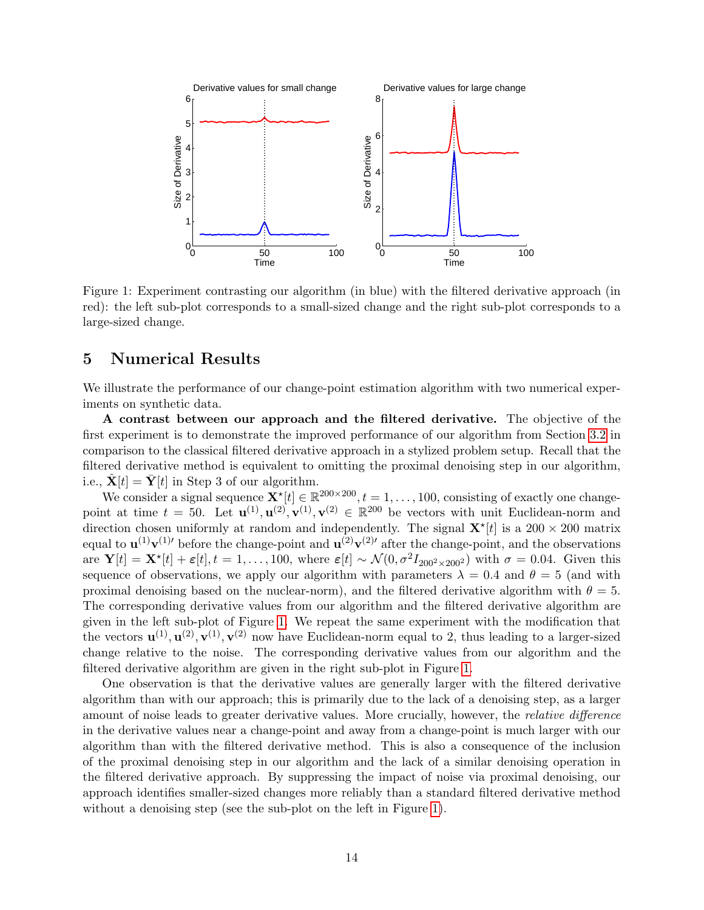Figure 1: Experiment contrasting our algorithm (in blue) with the filtered derivative approach (in red): the left sub-plot corresponds to a small-sized change and the right sub-plot corresponds to a large-sized change.

# 5 Numerical Results

We illustrate the performance of our change-point estimation algorithm with two numerical experiments on synthetic data.

**A contrast between our approach and the filtered derivative.** The objective of the first experiment is to demonstrate the improved performance of our algorithm from Section 3.2 in comparison to the classical filtered derivative approach in a stylized problem setup. Recall that the filtered derivative method is equivalent to omitting the proximal denoising step in our algorithm, i.e., $\hat{\mathbf{X}}[t] = \bar{\mathbf{Y}}[t]$ in Step 3 of our algorithm.

We consider a signal sequence $\mathbf{X}^{\star}[t] \in \mathbb{R}^{200 \times 200}, t = 1, \ldots, 100$, consisting of exactly one change-point at time $t = 50$. Let $\mathbf{u}^{(1)}, \mathbf{u}^{(2)}, \mathbf{v}^{(1)}, \mathbf{v}^{(2)} \in \mathbb{R}^{200}$ be vectors with unit Euclidean-norm and direction chosen uniformly at random and independently. The signal $\mathbf{X}^{\star}[t]$ is a $200 \times 200$ matrix equal to $\mathbf{u}^{(1)}\mathbf{v}^{(1)\prime}$ before the change-point and $\mathbf{u}^{(2)}\mathbf{v}^{(2)\prime}$ after the change-point, and the observations are $\mathbf{Y}[t] = \mathbf{X}^{\star}[t] + \boldsymbol{\varepsilon}[t], t = 1, \ldots, 100$, where $\boldsymbol{\varepsilon}[t] \sim \mathcal{N}(0, \sigma^2 I_{200^2 \times 200^2})$ with $\sigma = 0.04$. Given this sequence of observations, we apply our algorithm with parameters $\lambda = 0.4$ and $\theta = 5$ (and with proximal denoising based on the nuclear-norm), and the filtered derivative algorithm with $\theta = 5$. The corresponding derivative values from our algorithm and the filtered derivative algorithm are given in the left sub-plot of Figure 1. We repeat the same experiment with the modification that the vectors $\mathbf{u}^{(1)}, \mathbf{u}^{(2)}, \mathbf{v}^{(1)}, \mathbf{v}^{(2)}$ now have Euclidean-norm equal to 2, thus leading to a larger-sized change relative to the noise. The corresponding derivative values from our algorithm and the filtered derivative algorithm are given in the right sub-plot in Figure 1.

One observation is that the derivative values are generally larger with the filtered derivative algorithm than with our approach; this is primarily due to the lack of a denoising step, as a larger amount of noise leads to greater derivative values. More crucially, however, the *relative difference* in the derivative values near a change-point and away from a change-point is much larger with our algorithm than with the filtered derivative method. This is also a consequence of the inclusion of the proximal denoising step in our algorithm and the lack of a similar denoising operation in the filtered derivative approach. By suppressing the impact of noise via proximal denoising, our approach identifies smaller-sized changes more reliably than a standard filtered derivative method without a denoising step (see the sub-plot on the left in Figure 1).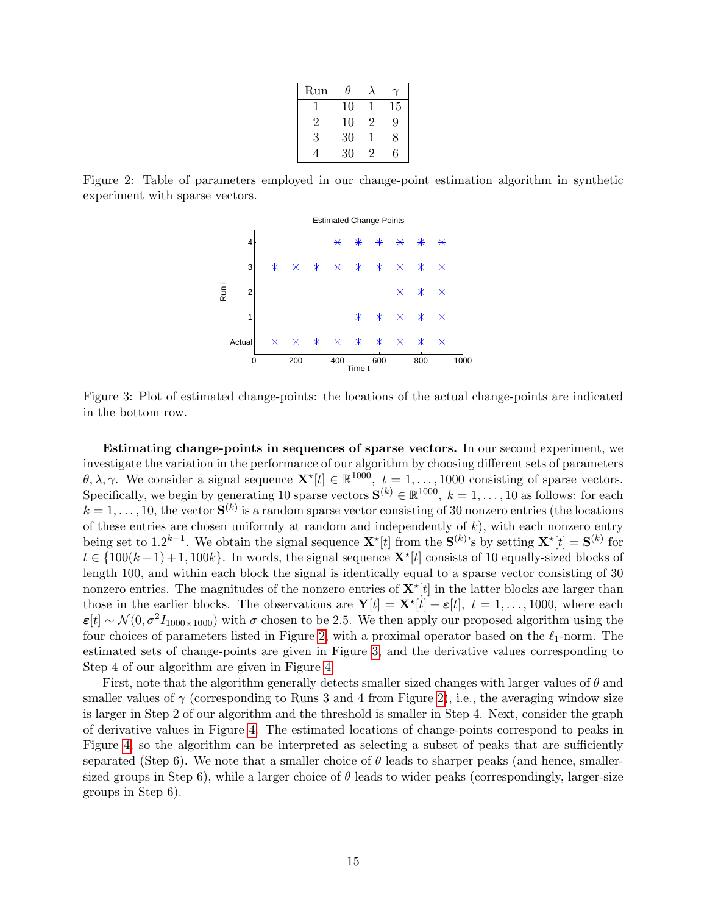| Run | $\theta$ | $\lambda$ | $\gamma$ |
|---|---|---|---|
| 1 | 10 | 1 | 15 |
| 2 | 10 | 2 | 9 |
| 3 | 30 | 1 | 8 |
| 4 | 30 | 2 | 6 |

Figure 2: Table of parameters employed in our change-point estimation algorithm in synthetic experiment with sparse vectors.

Figure 3: Plot of estimated change-points: the locations of the actual change-points are indicated in the bottom row.

**Estimating change-points in sequences of sparse vectors.** In our second experiment, we investigate the variation in the performance of our algorithm by choosing different sets of parameters $\theta, \lambda, \gamma$. We consider a signal sequence $\mathbf{X}^\star[t] \in \mathbb{R}^{1000}$, $t = 1, \ldots, 1000$ consisting of sparse vectors. Specifically, we begin by generating 10 sparse vectors $\mathbf{S}^{(k)} \in \mathbb{R}^{1000}$, $k = 1, \ldots, 10$ as follows: for each $k = 1, \ldots, 10$, the vector $\mathbf{S}^{(k)}$ is a random sparse vector consisting of 30 nonzero entries (the locations of these entries are chosen uniformly at random and independently of $k$), with each nonzero entry being set to $1.2^{k-1}$. We obtain the signal sequence $\mathbf{X}^\star[t]$ from the $\mathbf{S}^{(k)}$'s by setting $\mathbf{X}^\star[t] = \mathbf{S}^{(k)}$ for $t \in \{100(k-1)+1, 100k\}$. In words, the signal sequence $\mathbf{X}^\star[t]$ consists of 10 equally-sized blocks of length 100, and within each block the signal is identically equal to a sparse vector consisting of 30 nonzero entries. The magnitudes of the nonzero entries of $\mathbf{X}^\star[t]$ in the latter blocks are larger than those in the earlier blocks. The observations are $\mathbf{Y}[t] = \mathbf{X}^\star[t] + \boldsymbol{\varepsilon}[t]$, $t = 1, \ldots, 1000$, where each $\boldsymbol{\varepsilon}[t] \sim \mathcal{N}(0, \sigma^2 I_{1000 \times 1000})$ with $\sigma$ chosen to be 2.5. We then apply our proposed algorithm using the four choices of parameters listed in Figure 2, with a proximal operator based on the $\ell_1$-norm. The estimated sets of change-points are given in Figure 3, and the derivative values corresponding to Step 4 of our algorithm are given in Figure 4.

First, note that the algorithm generally detects smaller sized changes with larger values of $\theta$ and smaller values of $\gamma$ (corresponding to Runs 3 and 4 from Figure 2), i.e., the averaging window size is larger in Step 2 of our algorithm and the threshold is smaller in Step 4. Next, consider the graph of derivative values in Figure 4. The estimated locations of change-points correspond to peaks in Figure 4, so the algorithm can be interpreted as selecting a subset of peaks that are sufficiently separated (Step 6). We note that a smaller choice of $\theta$ leads to sharper peaks (and hence, smaller-sized groups in Step 6), while a larger choice of $\theta$ leads to wider peaks (correspondingly, larger-size groups in Step 6).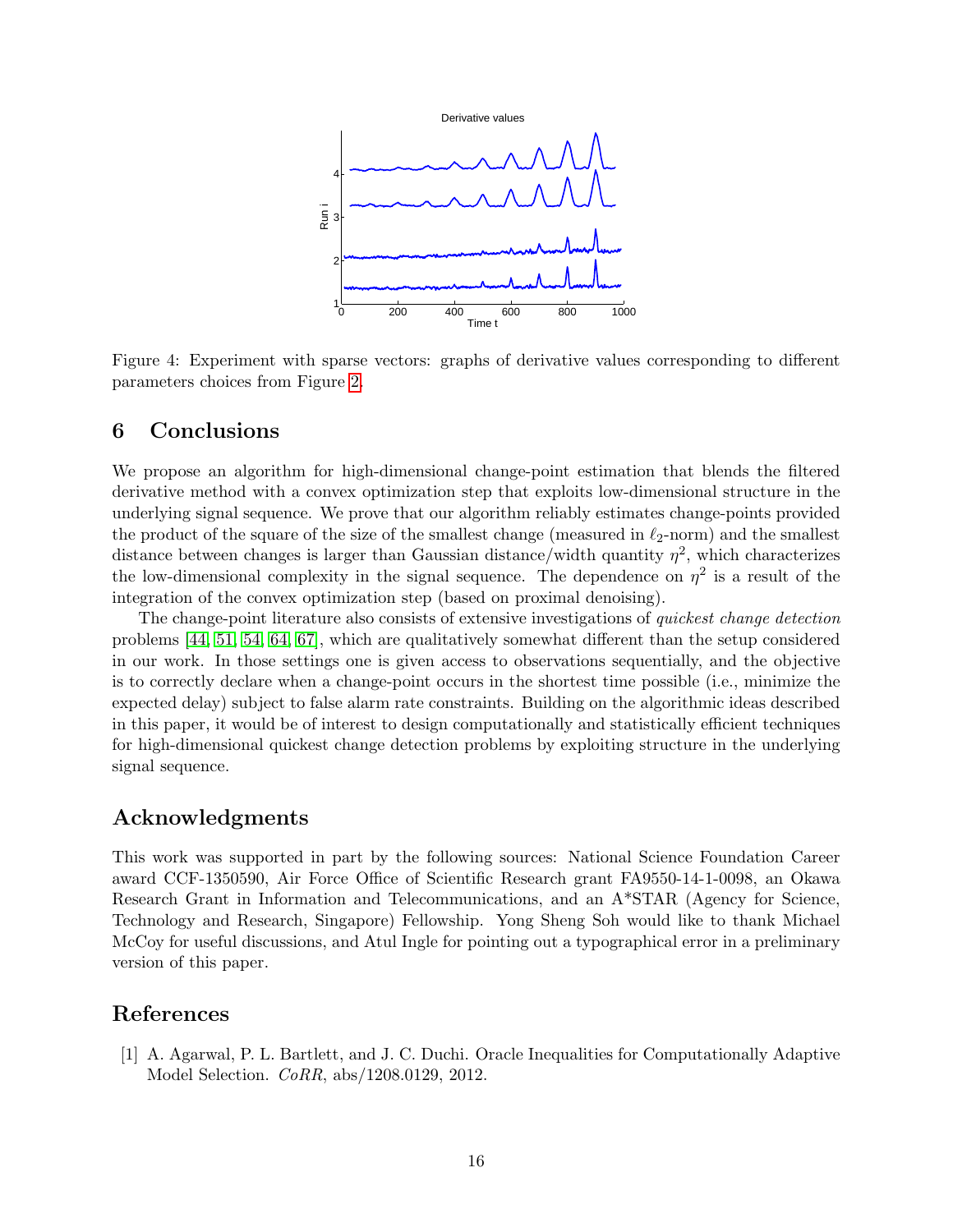Figure 4: Experiment with sparse vectors: graphs of derivative values corresponding to different parameters choices from Figure 2.

## 6 Conclusions

We propose an algorithm for high-dimensional change-point estimation that blends the filtered derivative method with a convex optimization step that exploits low-dimensional structure in the underlying signal sequence. We prove that our algorithm reliably estimates change-points provided the product of the square of the size of the smallest change (measured in $\ell_2$-norm) and the smallest distance between changes is larger than Gaussian distance/width quantity $\eta^2$, which characterizes the low-dimensional complexity in the signal sequence. The dependence on $\eta^2$ is a result of the integration of the convex optimization step (based on proximal denoising).

The change-point literature also consists of extensive investigations of *quickest change detection* problems [44, 51, 54, 64, 67], which are qualitatively somewhat different than the setup considered in our work. In those settings one is given access to observations sequentially, and the objective is to correctly declare when a change-point occurs in the shortest time possible (i.e., minimize the expected delay) subject to false alarm rate constraints. Building on the algorithmic ideas described in this paper, it would be of interest to design computationally and statistically efficient techniques for high-dimensional quickest change detection problems by exploiting structure in the underlying signal sequence.

## Acknowledgments

This work was supported in part by the following sources: National Science Foundation Career award CCF-1350590, Air Force Office of Scientific Research grant FA9550-14-1-0098, an Okawa Research Grant in Information and Telecommunications, and an A*STAR (Agency for Science, Technology and Research, Singapore) Fellowship. Yong Sheng Soh would like to thank Michael McCoy for useful discussions, and Atul Ingle for pointing out a typographical error in a preliminary version of this paper.

## References

[1] A. Agarwal, P. L. Bartlett, and J. C. Duchi. Oracle Inequalities for Computationally Adaptive Model Selection. *CoRR*, abs/1208.0129, 2012.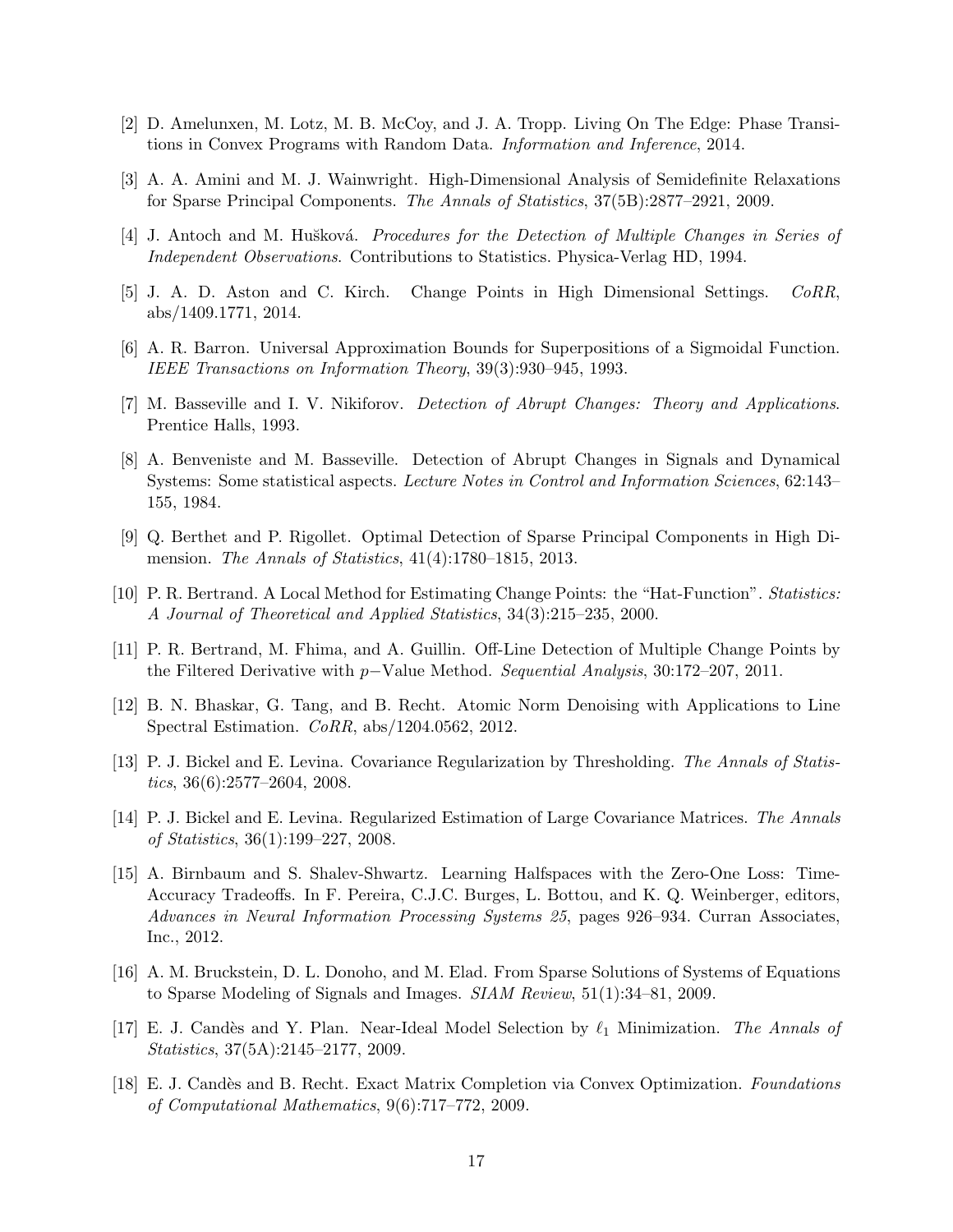[2] D. Amelunxen, M. Lotz, M. B. McCoy, and J. A. Tropp. Living On The Edge: Phase Transitions in Convex Programs with Random Data. *Information and Inference*, 2014.

[3] A. A. Amini and M. J. Wainwright. High-Dimensional Analysis of Semidefinite Relaxations for Sparse Principal Components. *The Annals of Statistics*, 37(5B):2877–2921, 2009.

[4] J. Antoch and M. Hušková. *Procedures for the Detection of Multiple Changes in Series of Independent Observations*. Contributions to Statistics. Physica-Verlag HD, 1994.

[5] J. A. D. Aston and C. Kirch. Change Points in High Dimensional Settings. *CoRR*, abs/1409.1771, 2014.

[6] A. R. Barron. Universal Approximation Bounds for Superpositions of a Sigmoidal Function. *IEEE Transactions on Information Theory*, 39(3):930–945, 1993.

[7] M. Basseville and I. V. Nikiforov. *Detection of Abrupt Changes: Theory and Applications*. Prentice Halls, 1993.

[8] A. Benveniste and M. Basseville. Detection of Abrupt Changes in Signals and Dynamical Systems: Some statistical aspects. *Lecture Notes in Control and Information Sciences*, 62:143–155, 1984.

[9] Q. Berthet and P. Rigollet. Optimal Detection of Sparse Principal Components in High Dimension. *The Annals of Statistics*, 41(4):1780–1815, 2013.

[10] P. R. Bertrand. A Local Method for Estimating Change Points: the "Hat-Function". *Statistics: A Journal of Theoretical and Applied Statistics*, 34(3):215–235, 2000.

[11] P. R. Bertrand, M. Fhima, and A. Guillin. Off-Line Detection of Multiple Change Points by the Filtered Derivative with $p-$Value Method. *Sequential Analysis*, 30:172–207, 2011.

[12] B. N. Bhaskar, G. Tang, and B. Recht. Atomic Norm Denoising with Applications to Line Spectral Estimation. *CoRR*, abs/1204.0562, 2012.

[13] P. J. Bickel and E. Levina. Covariance Regularization by Thresholding. *The Annals of Statistics*, 36(6):2577–2604, 2008.

[14] P. J. Bickel and E. Levina. Regularized Estimation of Large Covariance Matrices. *The Annals of Statistics*, 36(1):199–227, 2008.

[15] A. Birnbaum and S. Shalev-Shwartz. Learning Halfspaces with the Zero-One Loss: Time-Accuracy Tradeoffs. In F. Pereira, C.J.C. Burges, L. Bottou, and K. Q. Weinberger, editors, *Advances in Neural Information Processing Systems 25*, pages 926–934. Curran Associates, Inc., 2012.

[16] A. M. Bruckstein, D. L. Donoho, and M. Elad. From Sparse Solutions of Systems of Equations to Sparse Modeling of Signals and Images. *SIAM Review*, 51(1):34–81, 2009.

[17] E. J. Candès and Y. Plan. Near-Ideal Model Selection by $\ell_1$ Minimization. *The Annals of Statistics*, 37(5A):2145–2177, 2009.

[18] E. J. Candès and B. Recht. Exact Matrix Completion via Convex Optimization. *Foundations of Computational Mathematics*, 9(6):717–772, 2009.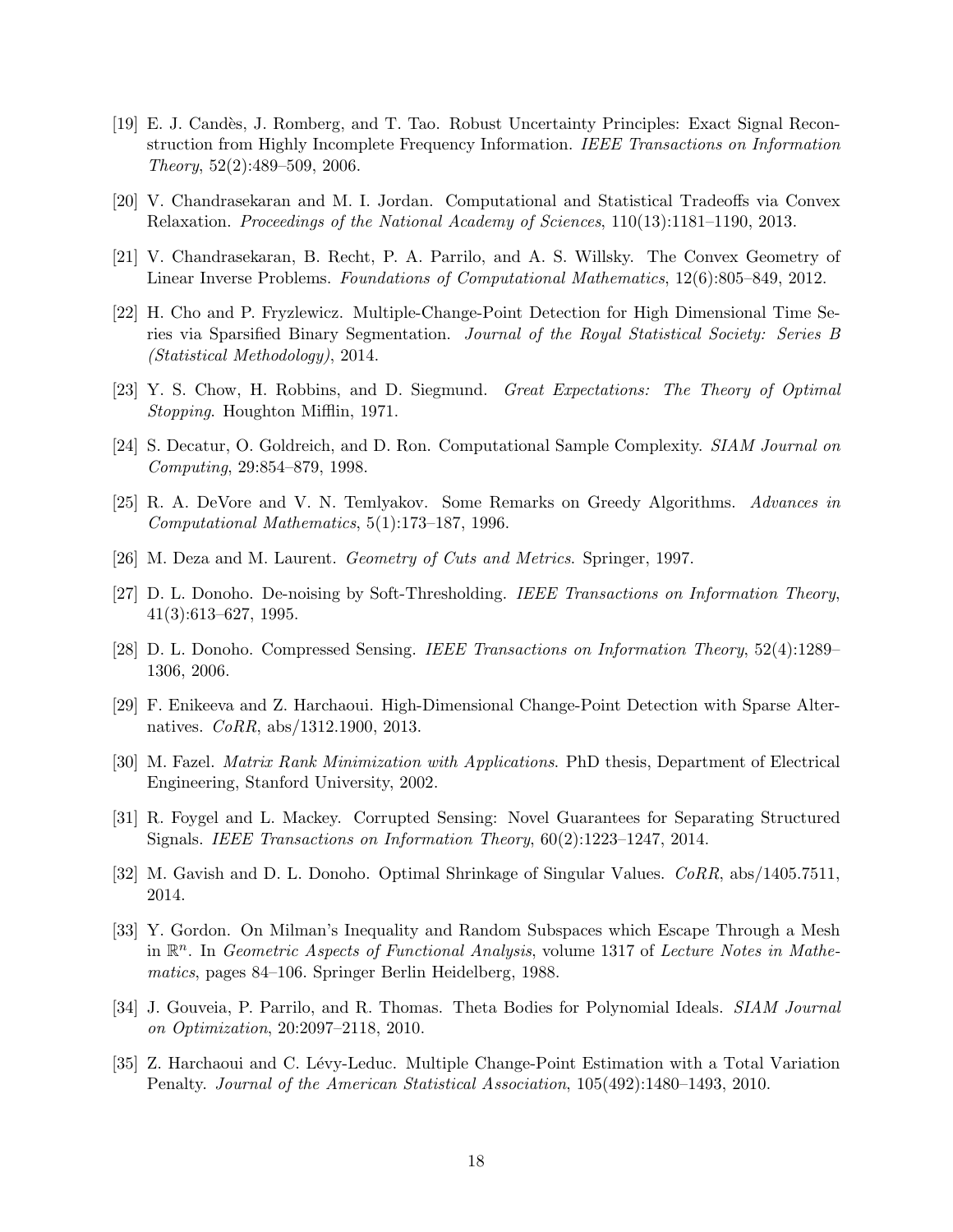[19] E. J. Candès, J. Romberg, and T. Tao. Robust Uncertainty Principles: Exact Signal Reconstruction from Highly Incomplete Frequency Information. *IEEE Transactions on Information Theory*, 52(2):489–509, 2006.

[20] V. Chandrasekaran and M. I. Jordan. Computational and Statistical Tradeoffs via Convex Relaxation. *Proceedings of the National Academy of Sciences*, 110(13):1181–1190, 2013.

[21] V. Chandrasekaran, B. Recht, P. A. Parrilo, and A. S. Willsky. The Convex Geometry of Linear Inverse Problems. *Foundations of Computational Mathematics*, 12(6):805–849, 2012.

[22] H. Cho and P. Fryzlewicz. Multiple-Change-Point Detection for High Dimensional Time Series via Sparsified Binary Segmentation. *Journal of the Royal Statistical Society: Series B (Statistical Methodology)*, 2014.

[23] Y. S. Chow, H. Robbins, and D. Siegmund. *Great Expectations: The Theory of Optimal Stopping*. Houghton Mifflin, 1971.

[24] S. Decatur, O. Goldreich, and D. Ron. Computational Sample Complexity. *SIAM Journal on Computing*, 29:854–879, 1998.

[25] R. A. DeVore and V. N. Temlyakov. Some Remarks on Greedy Algorithms. *Advances in Computational Mathematics*, 5(1):173–187, 1996.

[26] M. Deza and M. Laurent. *Geometry of Cuts and Metrics*. Springer, 1997.

[27] D. L. Donoho. De-noising by Soft-Thresholding. *IEEE Transactions on Information Theory*, 41(3):613–627, 1995.

[28] D. L. Donoho. Compressed Sensing. *IEEE Transactions on Information Theory*, 52(4):1289–1306, 2006.

[29] F. Enikeeva and Z. Harchaoui. High-Dimensional Change-Point Detection with Sparse Alternatives. *CoRR*, abs/1312.1900, 2013.

[30] M. Fazel. *Matrix Rank Minimization with Applications*. PhD thesis, Department of Electrical Engineering, Stanford University, 2002.

[31] R. Foygel and L. Mackey. Corrupted Sensing: Novel Guarantees for Separating Structured Signals. *IEEE Transactions on Information Theory*, 60(2):1223–1247, 2014.

[32] M. Gavish and D. L. Donoho. Optimal Shrinkage of Singular Values. *CoRR*, abs/1405.7511, 2014.

[33] Y. Gordon. On Milman's Inequality and Random Subspaces which Escape Through a Mesh in $\mathbb{R}^n$. In *Geometric Aspects of Functional Analysis*, volume 1317 of *Lecture Notes in Mathematics*, pages 84–106. Springer Berlin Heidelberg, 1988.

[34] J. Gouveia, P. Parrilo, and R. Thomas. Theta Bodies for Polynomial Ideals. *SIAM Journal on Optimization*, 20:2097–2118, 2010.

[35] Z. Harchaoui and C. Lévy-Leduc. Multiple Change-Point Estimation with a Total Variation Penalty. *Journal of the American Statistical Association*, 105(492):1480–1493, 2010.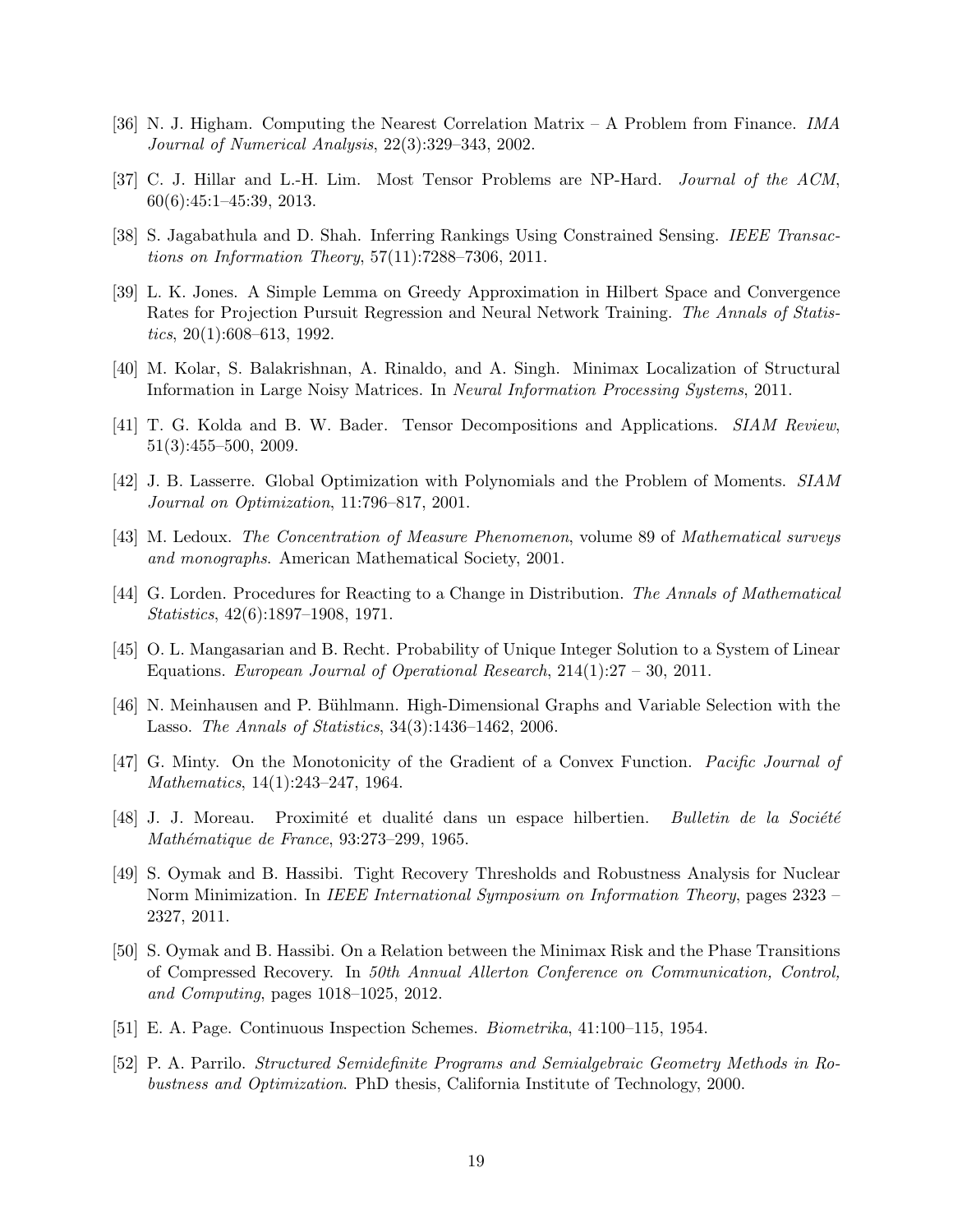[36] N. J. Higham. Computing the Nearest Correlation Matrix – A Problem from Finance. *IMA Journal of Numerical Analysis*, 22(3):329–343, 2002.

[37] C. J. Hillar and L.-H. Lim. Most Tensor Problems are NP-Hard. *Journal of the ACM*, 60(6):45:1–45:39, 2013.

[38] S. Jagabathula and D. Shah. Inferring Rankings Using Constrained Sensing. *IEEE Transactions on Information Theory*, 57(11):7288–7306, 2011.

[39] L. K. Jones. A Simple Lemma on Greedy Approximation in Hilbert Space and Convergence Rates for Projection Pursuit Regression and Neural Network Training. *The Annals of Statistics*, 20(1):608–613, 1992.

[40] M. Kolar, S. Balakrishnan, A. Rinaldo, and A. Singh. Minimax Localization of Structural Information in Large Noisy Matrices. In *Neural Information Processing Systems*, 2011.

[41] T. G. Kolda and B. W. Bader. Tensor Decompositions and Applications. *SIAM Review*, 51(3):455–500, 2009.

[42] J. B. Lasserre. Global Optimization with Polynomials and the Problem of Moments. *SIAM Journal on Optimization*, 11:796–817, 2001.

[43] M. Ledoux. *The Concentration of Measure Phenomenon*, volume 89 of *Mathematical surveys and monographs*. American Mathematical Society, 2001.

[44] G. Lorden. Procedures for Reacting to a Change in Distribution. *The Annals of Mathematical Statistics*, 42(6):1897–1908, 1971.

[45] O. L. Mangasarian and B. Recht. Probability of Unique Integer Solution to a System of Linear Equations. *European Journal of Operational Research*, 214(1):27 – 30, 2011.

[46] N. Meinhausen and P. Bühlmann. High-Dimensional Graphs and Variable Selection with the Lasso. *The Annals of Statistics*, 34(3):1436–1462, 2006.

[47] G. Minty. On the Monotonicity of the Gradient of a Convex Function. *Pacific Journal of Mathematics*, 14(1):243–247, 1964.

[48] J. J. Moreau. Proximité et dualité dans un espace hilbertien. *Bulletin de la Société Mathématique de France*, 93:273–299, 1965.

[49] S. Oymak and B. Hassibi. Tight Recovery Thresholds and Robustness Analysis for Nuclear Norm Minimization. In *IEEE International Symposium on Information Theory*, pages 2323 – 2327, 2011.

[50] S. Oymak and B. Hassibi. On a Relation between the Minimax Risk and the Phase Transitions of Compressed Recovery. In *50th Annual Allerton Conference on Communication, Control, and Computing*, pages 1018–1025, 2012.

[51] E. A. Page. Continuous Inspection Schemes. *Biometrika*, 41:100–115, 1954.

[52] P. A. Parrilo. *Structured Semidefinite Programs and Semialgebraic Geometry Methods in Robustness and Optimization*. PhD thesis, California Institute of Technology, 2000.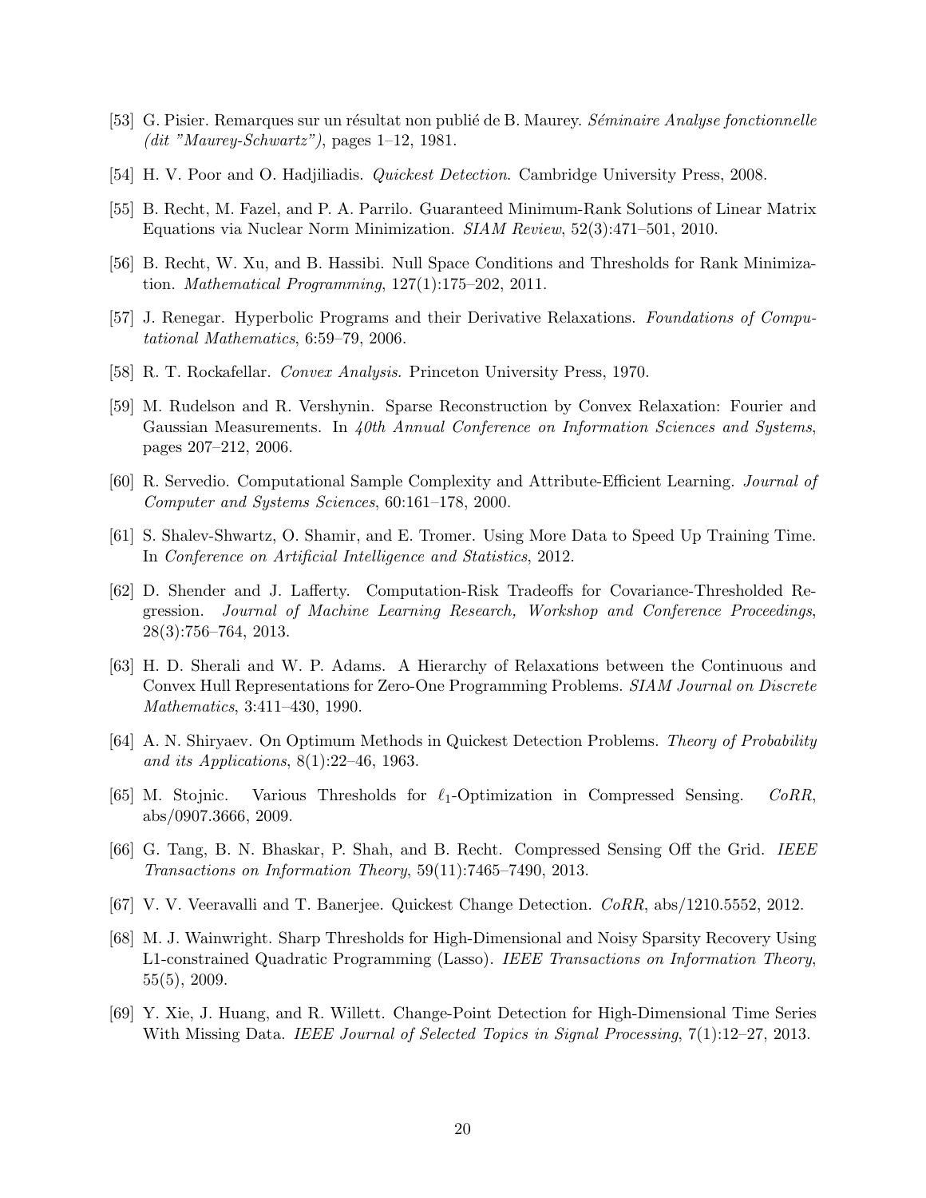[53] G. Pisier. Remarques sur un résultat non publié de B. Maurey. *Séminaire Analyse fonctionnelle (dit "Maurey-Schwartz")*, pages 1–12, 1981.

[54] H. V. Poor and O. Hadjiliadis. *Quickest Detection*. Cambridge University Press, 2008.

[55] B. Recht, M. Fazel, and P. A. Parrilo. Guaranteed Minimum-Rank Solutions of Linear Matrix Equations via Nuclear Norm Minimization. *SIAM Review*, 52(3):471–501, 2010.

[56] B. Recht, W. Xu, and B. Hassibi. Null Space Conditions and Thresholds for Rank Minimization. *Mathematical Programming*, 127(1):175–202, 2011.

[57] J. Renegar. Hyperbolic Programs and their Derivative Relaxations. *Foundations of Computational Mathematics*, 6:59–79, 2006.

[58] R. T. Rockafellar. *Convex Analysis*. Princeton University Press, 1970.

[59] M. Rudelson and R. Vershynin. Sparse Reconstruction by Convex Relaxation: Fourier and Gaussian Measurements. In *40th Annual Conference on Information Sciences and Systems*, pages 207–212, 2006.

[60] R. Servedio. Computational Sample Complexity and Attribute-Efficient Learning. *Journal of Computer and Systems Sciences*, 60:161–178, 2000.

[61] S. Shalev-Shwartz, O. Shamir, and E. Tromer. Using More Data to Speed Up Training Time. In *Conference on Artificial Intelligence and Statistics*, 2012.

[62] D. Shender and J. Lafferty. Computation-Risk Tradeoffs for Covariance-Thresholded Regression. *Journal of Machine Learning Research, Workshop and Conference Proceedings*, 28(3):756–764, 2013.

[63] H. D. Sherali and W. P. Adams. A Hierarchy of Relaxations between the Continuous and Convex Hull Representations for Zero-One Programming Problems. *SIAM Journal on Discrete Mathematics*, 3:411–430, 1990.

[64] A. N. Shiryaev. On Optimum Methods in Quickest Detection Problems. *Theory of Probability and its Applications*, 8(1):22–46, 1963.

[65] M. Stojnic. Various Thresholds for $\ell_1$-Optimization in Compressed Sensing. *CoRR*, abs/0907.3666, 2009.

[66] G. Tang, B. N. Bhaskar, P. Shah, and B. Recht. Compressed Sensing Off the Grid. *IEEE Transactions on Information Theory*, 59(11):7465–7490, 2013.

[67] V. V. Veeravalli and T. Banerjee. Quickest Change Detection. *CoRR*, abs/1210.5552, 2012.

[68] M. J. Wainwright. Sharp Thresholds for High-Dimensional and Noisy Sparsity Recovery Using L1-constrained Quadratic Programming (Lasso). *IEEE Transactions on Information Theory*, 55(5), 2009.

[69] Y. Xie, J. Huang, and R. Willett. Change-Point Detection for High-Dimensional Time Series With Missing Data. *IEEE Journal of Selected Topics in Signal Processing*, 7(1):12–27, 2013.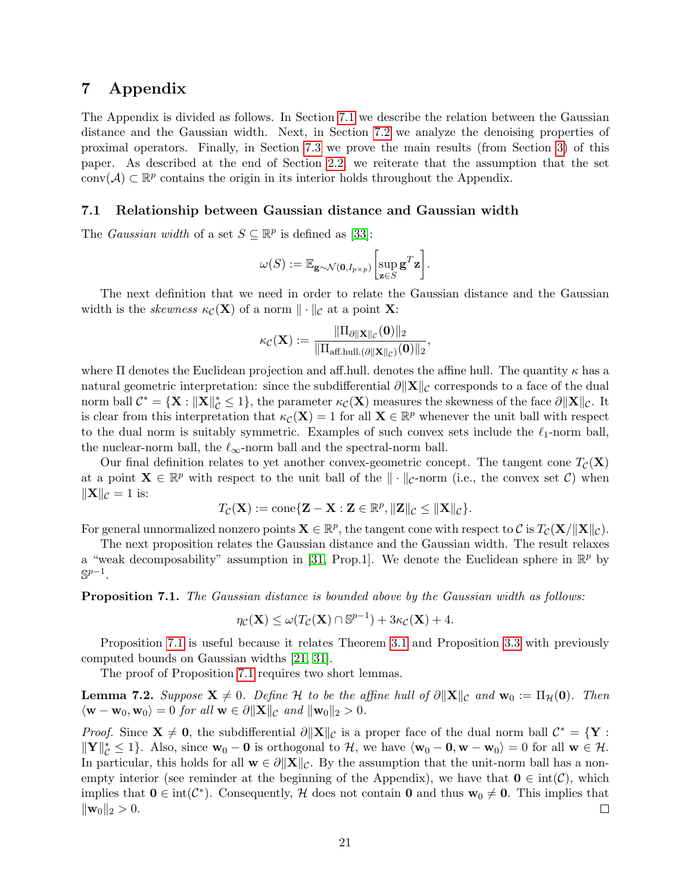## 7 Appendix

The Appendix is divided as follows. In Section 7.1 we describe the relation between the Gaussian distance and the Gaussian width. Next, in Section 7.2 we analyze the denoising properties of proximal operators. Finally, in Section 7.3 we prove the main results (from Section 3) of this paper. As described at the end of Section 2.2, we reiterate that the assumption that the set $\text{conv}(\mathcal{A}) \subset \mathbb{R}^p$ contains the origin in its interior holds throughout the Appendix.

### 7.1 Relationship between Gaussian distance and Gaussian width

The *Gaussian width* of a set $S \subseteq \mathbb{R}^p$ is defined as [33]:

$$\omega(S) := \mathbb{E}_{\mathbf{g}\sim\mathcal{N}(\mathbf{0},I_{p\times p})}\left[\sup_{\mathbf{z}\in S}\mathbf{g}^T\mathbf{z}\right].$$

The next definition that we need in order to relate the Gaussian distance and the Gaussian width is the *skewness* $\kappa_{\mathcal{C}}(\mathbf{X})$ of a norm $\|\cdot\|_{\mathcal{C}}$ at a point $\mathbf{X}$:

$$\kappa_{\mathcal{C}}(\mathbf{X}) := \frac{\|\Pi_{\partial\|\mathbf{X}\|_{\mathcal{C}}}(\mathbf{0})\|_2}{\|\Pi_{\text{aff.hull.}(\partial\|\mathbf{X}\|_{\mathcal{C}})}(\mathbf{0})\|_2},$$

where $\Pi$ denotes the Euclidean projection and aff.hull. denotes the affine hull. The quantity $\kappa$ has a natural geometric interpretation: since the subdifferential $\partial\|\mathbf{X}\|_{\mathcal{C}}$ corresponds to a face of the dual norm ball $\mathcal{C}^* = \{\mathbf{X} : \|\mathbf{X}\|_{\mathcal{C}}^* \leq 1\}$, the parameter $\kappa_{\mathcal{C}}(\mathbf{X})$ measures the skewness of the face $\partial\|\mathbf{X}\|_{\mathcal{C}}$. It is clear from this interpretation that $\kappa_{\mathcal{C}}(\mathbf{X}) = 1$ for all $\mathbf{X} \in \mathbb{R}^p$ whenever the unit ball with respect to the dual norm is suitably symmetric. Examples of such convex sets include the $\ell_1$-norm ball, the nuclear-norm ball, the $\ell_\infty$-norm ball and the spectral-norm ball.

Our final definition relates to yet another convex-geometric concept. The tangent cone $T_{\mathcal{C}}(\mathbf{X})$ at a point $\mathbf{X} \in \mathbb{R}^p$ with respect to the unit ball of the $\|\cdot\|_{\mathcal{C}}$-norm (i.e., the convex set $\mathcal{C}$) when $\|\mathbf{X}\|_{\mathcal{C}} = 1$ is:

$$T_{\mathcal{C}}(\mathbf{X}) := \text{cone}\{\mathbf{Z} - \mathbf{X} : \mathbf{Z} \in \mathbb{R}^p, \|\mathbf{Z}\|_{\mathcal{C}} \leq \|\mathbf{X}\|_{\mathcal{C}}\}.$$

For general unnormalized nonzero points $\mathbf{X} \in \mathbb{R}^p$, the tangent cone with respect to $\mathcal{C}$ is $T_{\mathcal{C}}(\mathbf{X}/\|\mathbf{X}\|_{\mathcal{C}})$.

The next proposition relates the Gaussian distance and the Gaussian width. The result relaxes a "weak decomposability" assumption in [31, Prop.1]. We denote the Euclidean sphere in $\mathbb{R}^p$ by $\mathbb{S}^{p-1}$.

**Proposition 7.1.** *The Gaussian distance is bounded above by the Gaussian width as follows:*

$$\eta_{\mathcal{C}}(\mathbf{X}) \leq \omega(T_{\mathcal{C}}(\mathbf{X}) \cap \mathbb{S}^{p-1}) + 3\kappa_{\mathcal{C}}(\mathbf{X}) + 4.$$

Proposition 7.1 is useful because it relates Theorem 3.1 and Proposition 3.3 with previously computed bounds on Gaussian widths [21, 31].

The proof of Proposition 7.1 requires two short lemmas.

**Lemma 7.2.** *Suppose $\mathbf{X} \neq 0$. Define $\mathcal{H}$ to be the affine hull of $\partial\|\mathbf{X}\|_{\mathcal{C}}$ and $\mathbf{w}_0 := \Pi_{\mathcal{H}}(\mathbf{0})$. Then $\langle \mathbf{w} - \mathbf{w}_0, \mathbf{w}_0\rangle = 0$ for all $\mathbf{w} \in \partial\|\mathbf{X}\|_{\mathcal{C}}$ and $\|\mathbf{w}_0\|_2 > 0$.*

*Proof.* Since $\mathbf{X} \neq \mathbf{0}$, the subdifferential $\partial\|\mathbf{X}\|_{\mathcal{C}}$ is a proper face of the dual norm ball $\mathcal{C}^* = \{\mathbf{Y} : \|\mathbf{Y}\|_{\mathcal{C}}^* \leq 1\}$. Also, since $\mathbf{w}_0 - \mathbf{0}$ is orthogonal to $\mathcal{H}$, we have $\langle \mathbf{w}_0 - \mathbf{0}, \mathbf{w} - \mathbf{w}_0\rangle = 0$ for all $\mathbf{w} \in \mathcal{H}$. In particular, this holds for all $\mathbf{w} \in \partial\|\mathbf{X}\|_{\mathcal{C}}$. By the assumption that the unit-norm ball has a non-empty interior (see reminder at the beginning of the Appendix), we have that $\mathbf{0} \in \text{int}(\mathcal{C})$, which implies that $\mathbf{0} \in \text{int}(\mathcal{C}^*)$. Consequently, $\mathcal{H}$ does not contain $\mathbf{0}$ and thus $\mathbf{w}_0 \neq \mathbf{0}$. This implies that $\|\mathbf{w}_0\|_2 > 0$. $\square$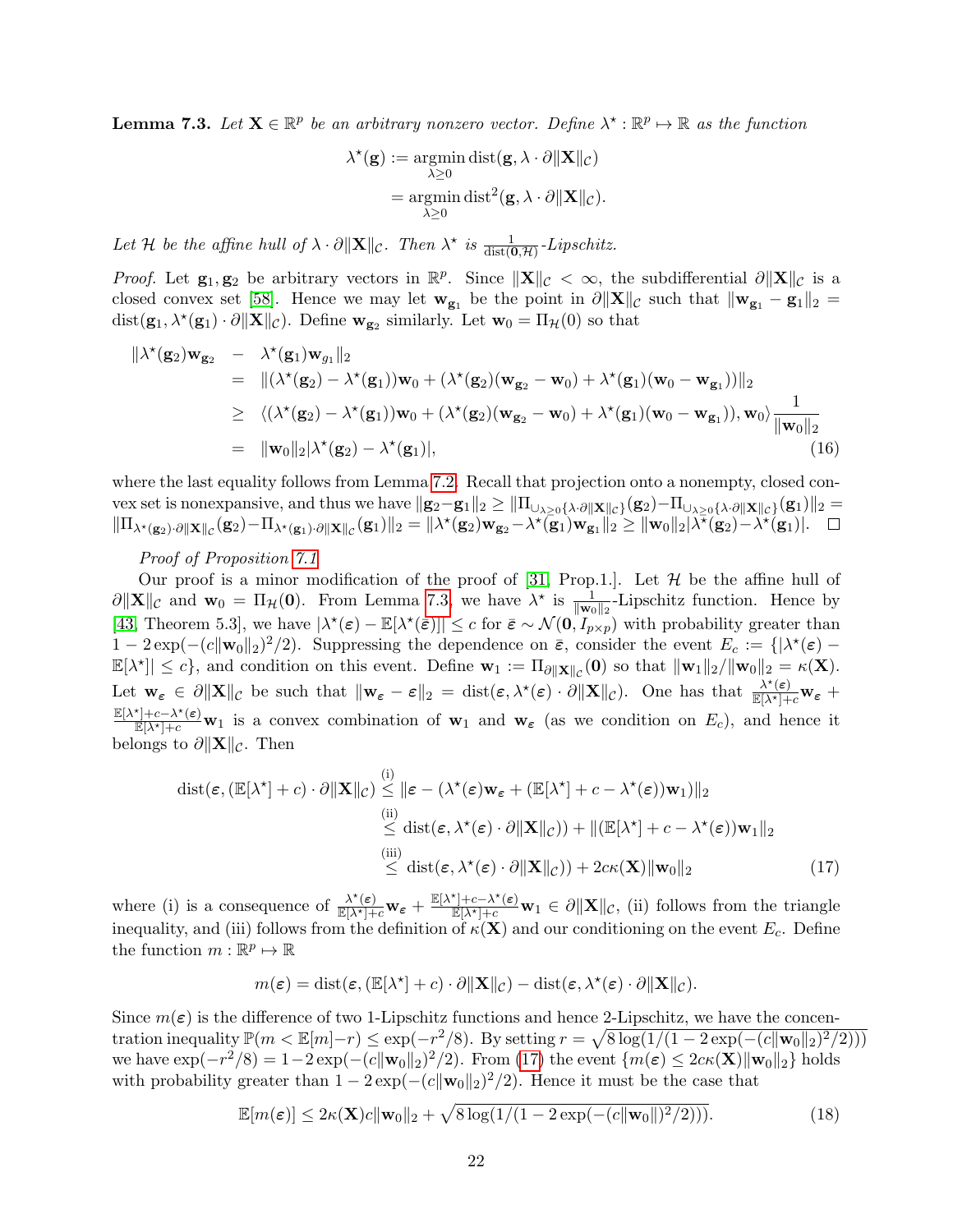**Lemma 7.3.** *Let $\mathbf{X} \in \mathbb{R}^p$ be an arbitrary nonzero vector. Define $\lambda^\star : \mathbb{R}^p \mapsto \mathbb{R}$ as the function*

$$\lambda^\star(\mathbf{g}) := \operatorname*{argmin}_{\lambda \geq 0} \operatorname{dist}(\mathbf{g}, \lambda \cdot \partial\|\mathbf{X}\|_{\mathcal{C}})$$
$$= \operatorname*{argmin}_{\lambda \geq 0} \operatorname{dist}^2(\mathbf{g}, \lambda \cdot \partial\|\mathbf{X}\|_{\mathcal{C}}).$$

*Let $\mathcal{H}$ be the affine hull of $\lambda \cdot \partial\|\mathbf{X}\|_{\mathcal{C}}$. Then $\lambda^\star$ is $\frac{1}{\operatorname{dist}(\mathbf{0}, \mathcal{H})}$-Lipschitz.*

*Proof.* Let $\mathbf{g}_1, \mathbf{g}_2$ be arbitrary vectors in $\mathbb{R}^p$. Since $\|\mathbf{X}\|_{\mathcal{C}} < \infty$, the subdifferential $\partial\|\mathbf{X}\|_{\mathcal{C}}$ is a closed convex set [58]. Hence we may let $\mathbf{w}_{\mathbf{g}_1}$ be the point in $\partial\|\mathbf{X}\|_{\mathcal{C}}$ such that $\|\mathbf{w}_{\mathbf{g}_1} - \mathbf{g}_1\|_2 = \operatorname{dist}(\mathbf{g}_1, \lambda^\star(\mathbf{g}_1) \cdot \partial\|\mathbf{X}\|_{\mathcal{C}})$. Define $\mathbf{w}_{\mathbf{g}_2}$ similarly. Let $\mathbf{w}_0 = \Pi_{\mathcal{H}}(0)$ so that

$$\begin{aligned}
\|\lambda^\star(\mathbf{g}_2)\mathbf{w}_{\mathbf{g}_2} \;&-\; \lambda^\star(\mathbf{g}_1)\mathbf{w}_{g_1}\|_2 \\
&= \|(\lambda^\star(\mathbf{g}_2) - \lambda^\star(\mathbf{g}_1))\mathbf{w}_0 + (\lambda^\star(\mathbf{g}_2)(\mathbf{w}_{\mathbf{g}_2} - \mathbf{w}_0) + \lambda^\star(\mathbf{g}_1)(\mathbf{w}_0 - \mathbf{w}_{\mathbf{g}_1}))\|_2 \\
&\geq \langle(\lambda^\star(\mathbf{g}_2) - \lambda^\star(\mathbf{g}_1))\mathbf{w}_0 + (\lambda^\star(\mathbf{g}_2)(\mathbf{w}_{\mathbf{g}_2} - \mathbf{w}_0) + \lambda^\star(\mathbf{g}_1)(\mathbf{w}_0 - \mathbf{w}_{\mathbf{g}_1})), \mathbf{w}_0\rangle \frac{1}{\|\mathbf{w}_0\|_2} \\
&= \|\mathbf{w}_0\|_2 |\lambda^\star(\mathbf{g}_2) - \lambda^\star(\mathbf{g}_1)|, \qquad (16)
\end{aligned}$$

where the last equality follows from Lemma 7.2. Recall that projection onto a nonempty, closed convex set is nonexpansive, and thus we have $\|\mathbf{g}_2 - \mathbf{g}_1\|_2 \geq \|\Pi_{\cup_{\lambda\geq 0}\{\lambda\cdot\partial\|\mathbf{X}\|_{\mathcal{C}}\}}(\mathbf{g}_2) - \Pi_{\cup_{\lambda\geq 0}\{\lambda\cdot\partial\|\mathbf{X}\|_{\mathcal{C}}\}}(\mathbf{g}_1)\|_2 = \|\Pi_{\lambda^\star(\mathbf{g}_2)\cdot\partial\|\mathbf{X}\|_{\mathcal{C}}}(\mathbf{g}_2) - \Pi_{\lambda^\star(\mathbf{g}_1)\cdot\partial\|\mathbf{X}\|_{\mathcal{C}}}(\mathbf{g}_1)\|_2 = \|\lambda^\star(\mathbf{g}_2)\mathbf{w}_{\mathbf{g}_2} - \lambda^\star(\mathbf{g}_1)\mathbf{w}_{\mathbf{g}_1}\|_2 \geq \|\mathbf{w}_0\|_2|\lambda^\star(\mathbf{g}_2) - \lambda^\star(\mathbf{g}_1)|$. $\square$

*Proof of Proposition 7.1*

Our proof is a minor modification of the proof of [31, Prop.1.]. Let $\mathcal{H}$ be the affine hull of $\partial\|\mathbf{X}\|_{\mathcal{C}}$ and $\mathbf{w}_0 = \Pi_{\mathcal{H}}(\mathbf{0})$. From Lemma 7.3, we have $\lambda^\star$ is $\frac{1}{\|\mathbf{w}_0\|_2}$-Lipschitz function. Hence by [43, Theorem 5.3], we have $|\lambda^\star(\boldsymbol{\varepsilon}) - \mathbb{E}[\lambda^\star(\bar{\boldsymbol{\varepsilon}})]| \leq c$ for $\bar{\boldsymbol{\varepsilon}} \sim \mathcal{N}(\mathbf{0}, I_{p\times p})$ with probability greater than $1 - 2\exp(-(c\|\mathbf{w}_0\|_2)^2/2)$. Suppressing the dependence on $\bar{\boldsymbol{\varepsilon}}$, consider the event $E_c := \{|\lambda^\star(\boldsymbol{\varepsilon}) - \mathbb{E}[\lambda^\star]| \leq c\}$, and condition on this event. Define $\mathbf{w}_1 := \Pi_{\partial\|\mathbf{X}\|_{\mathcal{C}}}(\mathbf{0})$ so that $\|\mathbf{w}_1\|_2/\|\mathbf{w}_0\|_2 = \kappa(\mathbf{X})$. Let $\mathbf{w}_{\boldsymbol{\varepsilon}} \in \partial\|\mathbf{X}\|_{\mathcal{C}}$ be such that $\|\mathbf{w}_{\boldsymbol{\varepsilon}} - \boldsymbol{\varepsilon}\|_2 = \operatorname{dist}(\boldsymbol{\varepsilon}, \lambda^\star(\boldsymbol{\varepsilon}) \cdot \partial\|\mathbf{X}\|_{\mathcal{C}})$. One has that $\frac{\lambda^\star(\boldsymbol{\varepsilon})}{\mathbb{E}[\lambda^\star]+c}\mathbf{w}_{\boldsymbol{\varepsilon}} + \frac{\mathbb{E}[\lambda^\star]+c-\lambda^\star(\boldsymbol{\varepsilon})}{\mathbb{E}[\lambda^\star]+c}\mathbf{w}_1$ is a convex combination of $\mathbf{w}_1$ and $\mathbf{w}_{\boldsymbol{\varepsilon}}$ (as we condition on $E_c$), and hence it belongs to $\partial\|\mathbf{X}\|_{\mathcal{C}}$. Then

$$\begin{aligned}
\operatorname{dist}(\boldsymbol{\varepsilon}, (\mathbb{E}[\lambda^\star] + c) \cdot \partial\|\mathbf{X}\|_{\mathcal{C}}) &\overset{\text{(i)}}{\leq} \|\boldsymbol{\varepsilon} - (\lambda^\star(\boldsymbol{\varepsilon})\mathbf{w}_{\boldsymbol{\varepsilon}} + (\mathbb{E}[\lambda^\star] + c - \lambda^\star(\boldsymbol{\varepsilon}))\mathbf{w}_1)\|_2 \\
&\overset{\text{(ii)}}{\leq} \operatorname{dist}(\boldsymbol{\varepsilon}, \lambda^\star(\boldsymbol{\varepsilon}) \cdot \partial\|\mathbf{X}\|_{\mathcal{C}})) + \|(\mathbb{E}[\lambda^\star] + c - \lambda^\star(\boldsymbol{\varepsilon}))\mathbf{w}_1\|_2 \\
&\overset{\text{(iii)}}{\leq} \operatorname{dist}(\boldsymbol{\varepsilon}, \lambda^\star(\boldsymbol{\varepsilon}) \cdot \partial\|\mathbf{X}\|_{\mathcal{C}})) + 2c\kappa(\mathbf{X})\|\mathbf{w}_0\|_2 \qquad (17)
\end{aligned}$$

where (i) is a consequence of $\frac{\lambda^\star(\boldsymbol{\varepsilon})}{\mathbb{E}[\lambda^\star]+c}\mathbf{w}_{\boldsymbol{\varepsilon}} + \frac{\mathbb{E}[\lambda^\star]+c-\lambda^\star(\boldsymbol{\varepsilon})}{\mathbb{E}[\lambda^\star]+c}\mathbf{w}_1 \in \partial\|\mathbf{X}\|_{\mathcal{C}}$, (ii) follows from the triangle inequality, and (iii) follows from the definition of $\kappa(\mathbf{X})$ and our conditioning on the event $E_c$. Define the function $m : \mathbb{R}^p \mapsto \mathbb{R}$

$$m(\boldsymbol{\varepsilon}) = \operatorname{dist}(\boldsymbol{\varepsilon}, (\mathbb{E}[\lambda^\star] + c) \cdot \partial\|\mathbf{X}\|_{\mathcal{C}}) - \operatorname{dist}(\boldsymbol{\varepsilon}, \lambda^\star(\boldsymbol{\varepsilon}) \cdot \partial\|\mathbf{X}\|_{\mathcal{C}}).$$

Since $m(\boldsymbol{\varepsilon})$ is the difference of two 1-Lipschitz functions and hence 2-Lipschitz, we have the concentration inequality $\mathbb{P}(m < \mathbb{E}[m] - r) \leq \exp(-r^2/8)$. By setting $r = \sqrt{8\log(1/(1 - 2\exp(-(c\|\mathbf{w}_0\|_2)^2/2)))}$ we have $\exp(-r^2/8) = 1 - 2\exp(-(c\|\mathbf{w}_0\|_2)^2/2)$. From (17) the event $\{m(\boldsymbol{\varepsilon}) \leq 2c\kappa(\mathbf{X})\|\mathbf{w}_0\|_2\}$ holds with probability greater than $1 - 2\exp(-(c\|\mathbf{w}_0\|_2)^2/2)$. Hence it must be the case that

$$\mathbb{E}[m(\boldsymbol{\varepsilon})] \leq 2\kappa(\mathbf{X})c\|\mathbf{w}_0\|_2 + \sqrt{8\log(1/(1 - 2\exp(-(c\|\mathbf{w}_0\|)^2/2)))}. \qquad (18)$$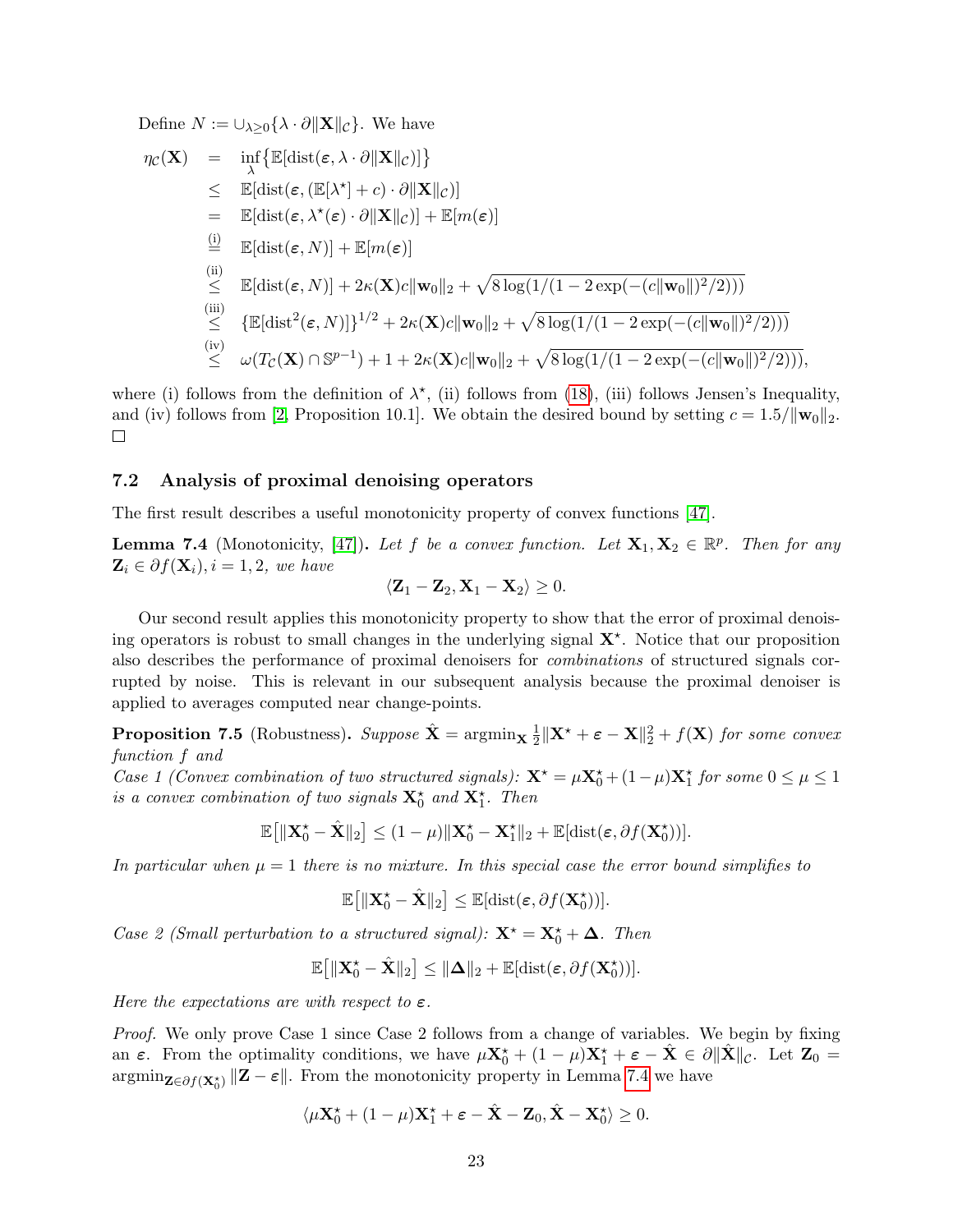Define $N := \cup_{\lambda \geq 0}\{\lambda \cdot \partial\|\mathbf{X}\|_{\mathcal{C}}\}$. We have

$$
\begin{aligned}
\eta_{\mathcal{C}}(\mathbf{X}) &= \inf_{\lambda}\{\mathbb{E}[\mathrm{dist}(\boldsymbol{\varepsilon}, \lambda \cdot \partial\|\mathbf{X}\|_{\mathcal{C}})]\} \\
&\leq \mathbb{E}[\mathrm{dist}(\boldsymbol{\varepsilon}, (\mathbb{E}[\lambda^\star] + c) \cdot \partial\|\mathbf{X}\|_{\mathcal{C}})] \\
&= \mathbb{E}[\mathrm{dist}(\boldsymbol{\varepsilon}, \lambda^\star(\boldsymbol{\varepsilon}) \cdot \partial\|\mathbf{X}\|_{\mathcal{C}})] + \mathbb{E}[m(\boldsymbol{\varepsilon})] \\
&\overset{\text{(i)}}{=} \mathbb{E}[\mathrm{dist}(\boldsymbol{\varepsilon}, N)] + \mathbb{E}[m(\boldsymbol{\varepsilon})] \\
&\overset{\text{(ii)}}{\leq} \mathbb{E}[\mathrm{dist}(\boldsymbol{\varepsilon}, N)] + 2\kappa(\mathbf{X})c\|\mathbf{w}_0\|_2 + \sqrt{8\log(1/(1-2\exp(-(c\|\mathbf{w}_0\|)^2/2)))} \\
&\overset{\text{(iii)}}{\leq} \{\mathbb{E}[\mathrm{dist}^2(\boldsymbol{\varepsilon}, N)]\}^{1/2} + 2\kappa(\mathbf{X})c\|\mathbf{w}_0\|_2 + \sqrt{8\log(1/(1-2\exp(-(c\|\mathbf{w}_0\|)^2/2)))} \\
&\overset{\text{(iv)}}{\leq} \omega(T_{\mathcal{C}}(\mathbf{X}) \cap \mathbb{S}^{p-1}) + 1 + 2\kappa(\mathbf{X})c\|\mathbf{w}_0\|_2 + \sqrt{8\log(1/(1-2\exp(-(c\|\mathbf{w}_0\|)^2/2)))},
\end{aligned}
$$

where (i) follows from the definition of $\lambda^\star$, (ii) follows from (18), (iii) follows Jensen's Inequality, and (iv) follows from [2, Proposition 10.1]. We obtain the desired bound by setting $c = 1.5/\|\mathbf{w}_0\|_2$. □

### 7.2 Analysis of proximal denoising operators

The first result describes a useful monotonicity property of convex functions [47].

**Lemma 7.4** (Monotonicity, [47])**.** *Let $f$ be a convex function. Let $\mathbf{X}_1, \mathbf{X}_2 \in \mathbb{R}^p$. Then for any $\mathbf{Z}_i \in \partial f(\mathbf{X}_i), i = 1, 2$, we have*

$$
\langle \mathbf{Z}_1 - \mathbf{Z}_2, \mathbf{X}_1 - \mathbf{X}_2 \rangle \geq 0.
$$

Our second result applies this monotonicity property to show that the error of proximal denoising operators is robust to small changes in the underlying signal $\mathbf{X}^\star$. Notice that our proposition also describes the performance of proximal denoisers for *combinations* of structured signals corrupted by noise. This is relevant in our subsequent analysis because the proximal denoiser is applied to averages computed near change-points.

**Proposition 7.5** (Robustness)**.** *Suppose $\hat{\mathbf{X}} = \mathrm{argmin}_{\mathbf{X}} \frac{1}{2}\|\mathbf{X}^\star + \boldsymbol{\varepsilon} - \mathbf{X}\|_2^2 + f(\mathbf{X})$ for some convex function $f$ and*

*Case 1 (Convex combination of two structured signals): $\mathbf{X}^\star = \mu\mathbf{X}_0^\star + (1-\mu)\mathbf{X}_1^\star$ for some $0 \leq \mu \leq 1$ is a convex combination of two signals $\mathbf{X}_0^\star$ and $\mathbf{X}_1^\star$. Then*

$$
\mathbb{E}\big[\|\mathbf{X}_0^\star - \hat{\mathbf{X}}\|_2\big] \leq (1-\mu)\|\mathbf{X}_0^\star - \mathbf{X}_1^\star\|_2 + \mathbb{E}[\mathrm{dist}(\boldsymbol{\varepsilon}, \partial f(\mathbf{X}_0^\star))].
$$

*In particular when $\mu = 1$ there is no mixture. In this special case the error bound simplifies to*

$$
\mathbb{E}\big[\|\mathbf{X}_0^\star - \hat{\mathbf{X}}\|_2\big] \leq \mathbb{E}[\mathrm{dist}(\boldsymbol{\varepsilon}, \partial f(\mathbf{X}_0^\star))].
$$

*Case 2 (Small perturbation to a structured signal): $\mathbf{X}^\star = \mathbf{X}_0^\star + \boldsymbol{\Delta}$. Then*

$$
\mathbb{E}\big[\|\mathbf{X}_0^\star - \hat{\mathbf{X}}\|_2\big] \leq \|\boldsymbol{\Delta}\|_2 + \mathbb{E}[\mathrm{dist}(\boldsymbol{\varepsilon}, \partial f(\mathbf{X}_0^\star))].
$$

*Here the expectations are with respect to $\boldsymbol{\varepsilon}$.*

*Proof.* We only prove Case 1 since Case 2 follows from a change of variables. We begin by fixing an $\boldsymbol{\varepsilon}$. From the optimality conditions, we have $\mu\mathbf{X}_0^\star + (1-\mu)\mathbf{X}_1^\star + \boldsymbol{\varepsilon} - \hat{\mathbf{X}} \in \partial\|\hat{\mathbf{X}}\|_{\mathcal{C}}$. Let $\mathbf{Z}_0 = \mathrm{argmin}_{\mathbf{Z} \in \partial f(\mathbf{X}_0^\star)} \|\mathbf{Z} - \boldsymbol{\varepsilon}\|$. From the monotonicity property in Lemma 7.4 we have

$$
\langle \mu\mathbf{X}_0^\star + (1-\mu)\mathbf{X}_1^\star + \boldsymbol{\varepsilon} - \hat{\mathbf{X}} - \mathbf{Z}_0, \hat{\mathbf{X}} - \mathbf{X}_0^\star \rangle \geq 0.
$$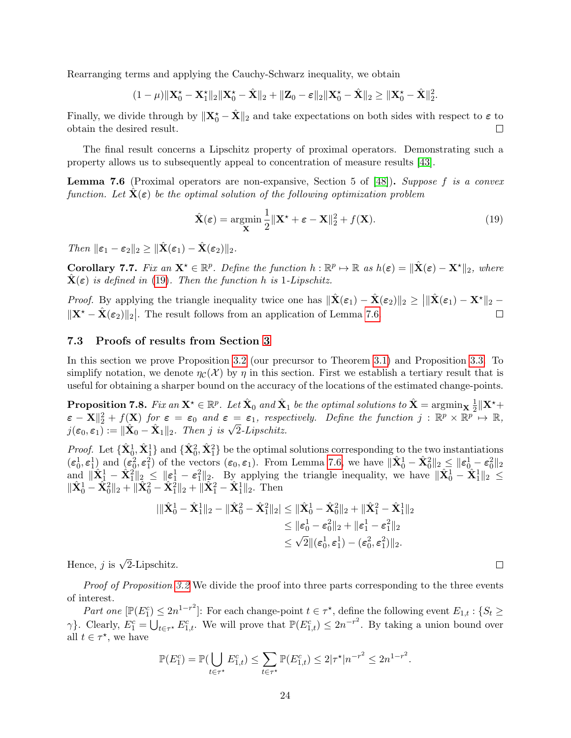Rearranging terms and applying the Cauchy-Schwarz inequality, we obtain

$$(1-\mu)\|\mathbf{X}_0^\star - \mathbf{X}_1^\star\|_2 \|\mathbf{X}_0^\star - \hat{\mathbf{X}}\|_2 + \|\mathbf{Z}_0 - \boldsymbol{\varepsilon}\|_2 \|\mathbf{X}_0^\star - \hat{\mathbf{X}}\|_2 \geq \|\mathbf{X}_0^\star - \hat{\mathbf{X}}\|_2^2.$$

Finally, we divide through by $\|\mathbf{X}_0^\star - \hat{\mathbf{X}}\|_2$ and take expectations on both sides with respect to $\boldsymbol{\varepsilon}$ to obtain the desired result. □

The final result concerns a Lipschitz property of proximal operators. Demonstrating such a property allows us to subsequently appeal to concentration of measure results [43].

**Lemma 7.6** (Proximal operators are non-expansive, Section 5 of [48])**.** *Suppose $f$ is a convex function. Let $\hat{\mathbf{X}}(\boldsymbol{\varepsilon})$ be the optimal solution of the following optimization problem*

$$\hat{\mathbf{X}}(\boldsymbol{\varepsilon}) = \operatorname*{argmin}_{\mathbf{X}} \frac{1}{2}\|\mathbf{X}^\star + \boldsymbol{\varepsilon} - \mathbf{X}\|_2^2 + f(\mathbf{X}). \tag{19}$$

*Then $\|\boldsymbol{\varepsilon}_1 - \boldsymbol{\varepsilon}_2\|_2 \geq \|\hat{\mathbf{X}}(\boldsymbol{\varepsilon}_1) - \hat{\mathbf{X}}(\boldsymbol{\varepsilon}_2)\|_2$.*

**Corollary 7.7.** *Fix an $\mathbf{X}^\star \in \mathbb{R}^p$. Define the function $h : \mathbb{R}^p \mapsto \mathbb{R}$ as $h(\boldsymbol{\varepsilon}) = \|\hat{\mathbf{X}}(\boldsymbol{\varepsilon}) - \mathbf{X}^\star\|_2$, where $\hat{\mathbf{X}}(\boldsymbol{\varepsilon})$ is defined in (19). Then the function $h$ is 1-Lipschitz.*

*Proof.* By applying the triangle inequality twice one has $\|\hat{\mathbf{X}}(\boldsymbol{\varepsilon}_1) - \hat{\mathbf{X}}(\boldsymbol{\varepsilon}_2)\|_2 \geq \big|\|\hat{\mathbf{X}}(\boldsymbol{\varepsilon}_1) - \mathbf{X}^\star\|_2 - \|\mathbf{X}^\star - \hat{\mathbf{X}}(\boldsymbol{\varepsilon}_2)\|_2\big|$. The result follows from an application of Lemma 7.6. □

### 7.3 Proofs of results from Section 3

In this section we prove Proposition 3.2 (our precursor to Theorem 3.1) and Proposition 3.3. To simplify notation, we denote $\eta_{\mathcal{C}}(\mathcal{X})$ by $\eta$ in this section. First we establish a tertiary result that is useful for obtaining a sharper bound on the accuracy of the locations of the estimated change-points.

**Proposition 7.8.** *Fix an $\mathbf{X}^\star \in \mathbb{R}^p$. Let $\hat{\mathbf{X}}_0$ and $\hat{\mathbf{X}}_1$ be the optimal solutions to $\hat{\mathbf{X}} = \operatorname{argmin}_{\mathbf{X}} \frac{1}{2}\|\mathbf{X}^\star + \boldsymbol{\varepsilon} - \mathbf{X}\|_2^2 + f(\mathbf{X})$ for $\boldsymbol{\varepsilon} = \boldsymbol{\varepsilon}_0$ and $\boldsymbol{\varepsilon} = \boldsymbol{\varepsilon}_1$, respectively. Define the function $j : \mathbb{R}^p \times \mathbb{R}^p \mapsto \mathbb{R}$, $j(\boldsymbol{\varepsilon}_0, \boldsymbol{\varepsilon}_1) := \|\hat{\mathbf{X}}_0 - \hat{\mathbf{X}}_1\|_2$. Then $j$ is $\sqrt{2}$-Lipschitz.*

*Proof.* Let $\{\hat{\mathbf{X}}_0^1, \hat{\mathbf{X}}_1^1\}$ and $\{\hat{\mathbf{X}}_0^2, \hat{\mathbf{X}}_1^2\}$ be the optimal solutions corresponding to the two instantiations $(\boldsymbol{\varepsilon}_0^1, \boldsymbol{\varepsilon}_1^1)$ and $(\boldsymbol{\varepsilon}_0^2, \boldsymbol{\varepsilon}_1^2)$ of the vectors $(\boldsymbol{\varepsilon}_0, \boldsymbol{\varepsilon}_1)$. From Lemma 7.6, we have $\|\hat{\mathbf{X}}_0^1 - \hat{\mathbf{X}}_0^2\|_2 \leq \|\boldsymbol{\varepsilon}_0^1 - \boldsymbol{\varepsilon}_0^2\|_2$ and $\|\hat{\mathbf{X}}_1^1 - \hat{\mathbf{X}}_1^2\|_2 \leq \|\boldsymbol{\varepsilon}_1^1 - \boldsymbol{\varepsilon}_1^2\|_2$. By applying the triangle inequality, we have $\|\hat{\mathbf{X}}_0^1 - \hat{\mathbf{X}}_1^1\|_2 \leq \|\hat{\mathbf{X}}_0^1 - \hat{\mathbf{X}}_0^2\|_2 + \|\hat{\mathbf{X}}_0^2 - \hat{\mathbf{X}}_1^2\|_2 + \|\hat{\mathbf{X}}_1^2 - \hat{\mathbf{X}}_1^1\|_2$. Then

$$\begin{aligned}
\big|\|\hat{\mathbf{X}}_0^1 - \hat{\mathbf{X}}_1^1\|_2 - \|\hat{\mathbf{X}}_0^2 - \hat{\mathbf{X}}_1^2\|_2\big| &\leq \|\hat{\mathbf{X}}_0^1 - \hat{\mathbf{X}}_0^2\|_2 + \|\hat{\mathbf{X}}_1^2 - \hat{\mathbf{X}}_1^1\|_2 \\
&\leq \|\boldsymbol{\varepsilon}_0^1 - \boldsymbol{\varepsilon}_0^2\|_2 + \|\boldsymbol{\varepsilon}_1^1 - \boldsymbol{\varepsilon}_1^2\|_2 \\
&\leq \sqrt{2}\|(\boldsymbol{\varepsilon}_0^1, \boldsymbol{\varepsilon}_1^1) - (\boldsymbol{\varepsilon}_0^2, \boldsymbol{\varepsilon}_1^2)\|_2.
\end{aligned}$$

Hence, $j$ is $\sqrt{2}$-Lipschitz. □

*Proof of Proposition 3.2* We divide the proof into three parts corresponding to the three events of interest.

*Part one* [$\mathbb{P}(E_1^c) \leq 2n^{1-r^2}$]: For each change-point $t \in \tau^\star$, define the following event $E_{1,t} : \{S_t \geq \gamma\}$. Clearly, $E_1^c = \bigcup_{t \in \tau^\star} E_{1,t}^c$. We will prove that $\mathbb{P}(E_{1,t}^c) \leq 2n^{-r^2}$. By taking a union bound over all $t \in \tau^\star$, we have

$$\mathbb{P}(E_1^c) = \mathbb{P}(\bigcup_{t \in \tau^\star} E_{1,t}^c) \leq \sum_{t \in \tau^\star} \mathbb{P}(E_{1,t}^c) \leq 2|\tau^\star| n^{-r^2} \leq 2n^{1-r^2}.$$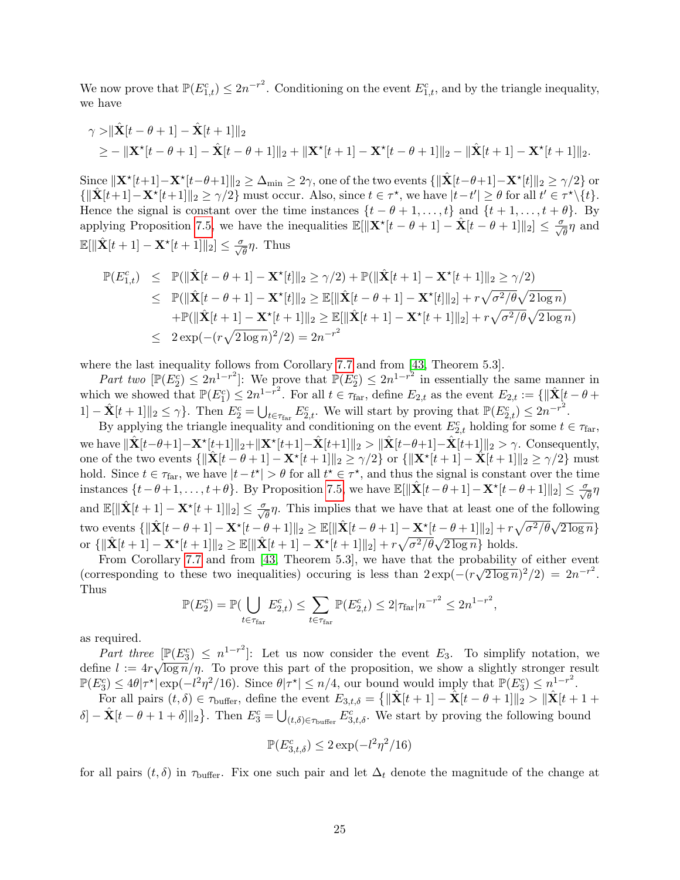We now prove that $\mathbb{P}(E^c_{1,t}) \leq 2n^{-r^2}$. Conditioning on the event $E^c_{1,t}$, and by the triangle inequality, we have

$$
\begin{aligned}
\gamma >& \|\hat{\mathbf{X}}[t-\theta+1] - \hat{\mathbf{X}}[t+1]\|_2 \\
\geq& -\|\mathbf{X}^\star[t-\theta+1] - \hat{\mathbf{X}}[t-\theta+1]\|_2 + \|\mathbf{X}^\star[t+1] - \mathbf{X}^\star[t-\theta+1]\|_2 - \|\hat{\mathbf{X}}[t+1] - \mathbf{X}^\star[t+1]\|_2.
\end{aligned}
$$

Since $\|\mathbf{X}^\star[t+1]-\mathbf{X}^\star[t-\theta+1]\|_2 \geq \Delta_{\min} \geq 2\gamma$, one of the two events $\{\|\hat{\mathbf{X}}[t-\theta+1]-\mathbf{X}^\star[t]\|_2 \geq \gamma/2\}$ or $\{\|\hat{\mathbf{X}}[t+1]-\mathbf{X}^\star[t+1]\|_2 \geq \gamma/2\}$ must occur. Also, since $t \in \tau^\star$, we have $|t-t'| \geq \theta$ for all $t' \in \tau^\star \backslash \{t\}$. Hence the signal is constant over the time instances $\{t-\theta+1, \ldots, t\}$ and $\{t+1, \ldots, t+\theta\}$. By applying Proposition 7.5, we have the inequalities $\mathbb{E}[\|\mathbf{X}^\star[t-\theta+1] - \hat{\mathbf{X}}[t-\theta+1]\|_2] \leq \frac{\sigma}{\sqrt{\theta}}\eta$ and $\mathbb{E}[\|\hat{\mathbf{X}}[t+1] - \mathbf{X}^\star[t+1]\|_2] \leq \frac{\sigma}{\sqrt{\theta}}\eta$. Thus

$$
\begin{aligned}
\mathbb{P}(E^c_{1,t}) &\leq \mathbb{P}(\|\hat{\mathbf{X}}[t-\theta+1] - \mathbf{X}^\star[t]\|_2 \geq \gamma/2) + \mathbb{P}(\|\hat{\mathbf{X}}[t+1] - \mathbf{X}^\star[t+1]\|_2 \geq \gamma/2) \\
&\leq \mathbb{P}(\|\hat{\mathbf{X}}[t-\theta+1] - \mathbf{X}^\star[t]\|_2 \geq \mathbb{E}[\|\hat{\mathbf{X}}[t-\theta+1] - \mathbf{X}^\star[t]\|_2] + r\sqrt{\sigma^2/\theta}\sqrt{2\log n}) \\
&\quad + \mathbb{P}(\|\hat{\mathbf{X}}[t+1] - \mathbf{X}^\star[t+1]\|_2 \geq \mathbb{E}[\|\hat{\mathbf{X}}[t+1] - \mathbf{X}^\star[t+1]\|_2] + r\sqrt{\sigma^2/\theta}\sqrt{2\log n}) \\
&\leq 2\exp(-(r\sqrt{2\log n})^2/2) = 2n^{-r^2}
\end{aligned}
$$

where the last inequality follows from Corollary 7.7 and from [43, Theorem 5.3].

*Part two* [$\mathbb{P}(E^c_2) \leq 2n^{1-r^2}$]: We prove that $\mathbb{P}(E^c_2) \leq 2n^{1-r^2}$ in essentially the same manner in which we showed that $\mathbb{P}(E^c_1) \leq 2n^{1-r^2}$. For all $t \in \tau_{\text{far}}$, define $E_{2,t}$ as the event $E_{2,t} := \{\|\hat{\mathbf{X}}[t-\theta+1] - \hat{\mathbf{X}}[t+1]\|_2 \leq \gamma\}$. Then $E^c_2 = \bigcup_{t \in \tau_{\text{far}}} E^c_{2,t}$. We will start by proving that $\mathbb{P}(E^c_{2,t}) \leq 2n^{-r^2}$.

By applying the triangle inequality and conditioning on the event $E^c_{2,t}$ holding for some $t \in \tau_{\text{far}}$, we have $\|\hat{\mathbf{X}}[t-\theta+1]-\mathbf{X}^\star[t+1]\|_2 + \|\mathbf{X}^\star[t+1]-\hat{\mathbf{X}}[t+1]\|_2 > \|\hat{\mathbf{X}}[t-\theta+1]-\hat{\mathbf{X}}[t+1]\|_2 > \gamma$. Consequently, one of the two events $\{\|\hat{\mathbf{X}}[t-\theta+1] - \mathbf{X}^\star[t+1]\|_2 \geq \gamma/2\}$ or $\{\|\mathbf{X}^\star[t+1] - \hat{\mathbf{X}}[t+1]\|_2 \geq \gamma/2\}$ must hold. Since $t \in \tau_{\text{far}}$, we have $|t - t^\star| > \theta$ for all $t^\star \in \tau^\star$, and thus the signal is constant over the time instances $\{t-\theta+1, \ldots, t+\theta\}$. By Proposition 7.5 we have $\mathbb{E}[\|\hat{\mathbf{X}}[t-\theta+1]-\mathbf{X}^\star[t-\theta+1]\|_2] \leq \frac{\sigma}{\sqrt{\theta}}\eta$ and $\mathbb{E}[\|\hat{\mathbf{X}}[t+1] - \mathbf{X}^\star[t+1]\|_2] \leq \frac{\sigma}{\sqrt{\theta}}\eta$. This implies that we have that at least one of the following two events $\{\|\hat{\mathbf{X}}[t-\theta+1] - \mathbf{X}^\star[t-\theta+1]\|_2 \geq \mathbb{E}[\|\hat{\mathbf{X}}[t-\theta+1] - \mathbf{X}^\star[t-\theta+1]\|_2] + r\sqrt{\sigma^2/\theta}\sqrt{2\log n}\}$ or $\{\|\hat{\mathbf{X}}[t+1] - \mathbf{X}^\star[t+1]\|_2 \geq \mathbb{E}[\|\hat{\mathbf{X}}[t+1] - \mathbf{X}^\star[t+1]\|_2] + r\sqrt{\sigma^2/\theta}\sqrt{2\log n}\}$ holds.

From Corollary 7.7 and from [43, Theorem 5.3], we have that the probability of either event (corresponding to these two inequalities) occuring is less than $2\exp(-(r\sqrt{2\log n})^2/2) = 2n^{-r^2}$. Thus

$$
\mathbb{P}(E^c_2) = \mathbb{P}(\bigcup_{t \in \tau_{\text{far}}} E^c_{2,t}) \leq \sum_{t \in \tau_{\text{far}}} \mathbb{P}(E^c_{2,t}) \leq 2|\tau_{\text{far}}|n^{-r^2} \leq 2n^{1-r^2},
$$

as required.

*Part three* [$\mathbb{P}(E^c_3) \leq n^{1-r^2}$]: Let us now consider the event $E_3$. To simplify notation, we define $l := 4r\sqrt{\log n}/\eta$. To prove this part of the proposition, we show a slightly stronger result $\mathbb{P}(E^c_3) \leq 4\theta|\tau^\star|\exp(-l^2\eta^2/16)$. Since $\theta|\tau^\star| \leq n/4$, our bound would imply that $\mathbb{P}(E^c_3) \leq n^{1-r^2}$.

For all pairs $(t, \delta) \in \tau_{\text{buffer}}$, define the event $E_{3,t,\delta} = \{\|\hat{\mathbf{X}}[t+1] - \hat{\mathbf{X}}[t-\theta+1]\|_2 > \|\hat{\mathbf{X}}[t+1+\delta] - \hat{\mathbf{X}}[t-\theta+1+\delta]\|_2\}$. Then $E^c_3 = \bigcup_{(t,\delta) \in \tau_{\text{buffer}}} E^c_{3,t,\delta}$. We start by proving the following bound

$$
\mathbb{P}(E^c_{3,t,\delta}) \leq 2\exp(-l^2\eta^2/16)
$$

for all pairs $(t, \delta)$ in $\tau_{\text{buffer}}$. Fix one such pair and let $\Delta_t$ denote the magnitude of the change at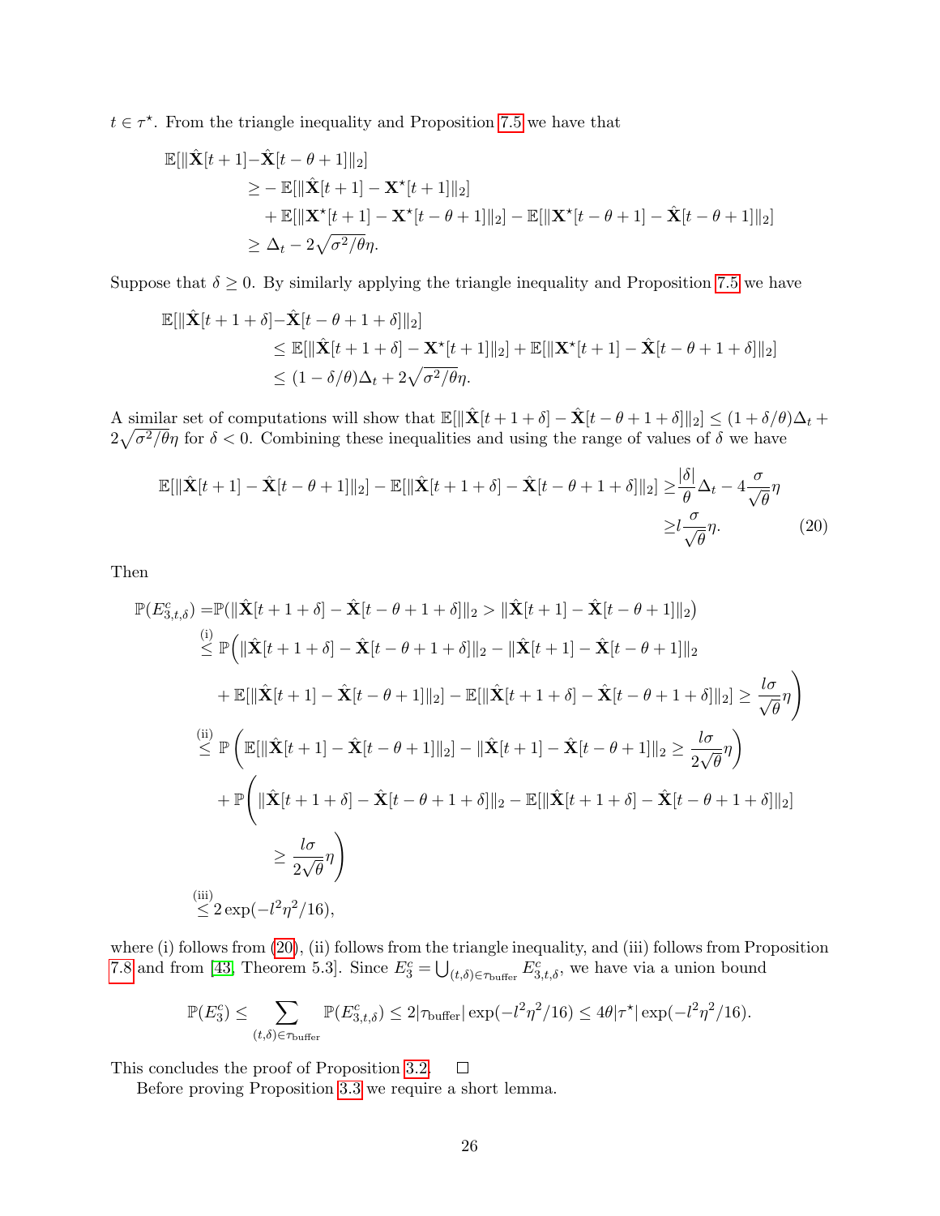$t \in \tau^\star$. From the triangle inequality and Proposition 7.5 we have that

$$
\begin{aligned}
\mathbb{E}[\|\hat{\mathbf{X}}[t+1] - &\hat{\mathbf{X}}[t-\theta+1]\|_2] \\
&\geq -\mathbb{E}[\|\hat{\mathbf{X}}[t+1] - \mathbf{X}^\star[t+1]\|_2] \\
&\quad + \mathbb{E}[\|\mathbf{X}^\star[t+1] - \mathbf{X}^\star[t-\theta+1]\|_2] - \mathbb{E}[\|\mathbf{X}^\star[t-\theta+1] - \hat{\mathbf{X}}[t-\theta+1]\|_2] \\
&\geq \Delta_t - 2\sqrt{\sigma^2/\theta}\eta.
\end{aligned}
$$

Suppose that $\delta \geq 0$. By similarly applying the triangle inequality and Proposition 7.5 we have

$$
\begin{aligned}
\mathbb{E}[\|\hat{\mathbf{X}}[t+1+\delta] - &\hat{\mathbf{X}}[t-\theta+1+\delta]\|_2] \\
&\leq \mathbb{E}[\|\hat{\mathbf{X}}[t+1+\delta] - \mathbf{X}^\star[t+1]\|_2] + \mathbb{E}[\|\mathbf{X}^\star[t+1] - \hat{\mathbf{X}}[t-\theta+1+\delta]\|_2] \\
&\leq (1-\delta/\theta)\Delta_t + 2\sqrt{\sigma^2/\theta}\eta.
\end{aligned}
$$

A similar set of computations will show that $\mathbb{E}[\|\hat{\mathbf{X}}[t+1+\delta] - \hat{\mathbf{X}}[t-\theta+1+\delta]\|_2] \leq (1+\delta/\theta)\Delta_t + 2\sqrt{\sigma^2/\theta}\eta$ for $\delta < 0$. Combining these inequalities and using the range of values of $\delta$ we have

$$
\begin{aligned}
\mathbb{E}[\|\hat{\mathbf{X}}[t+1] - \hat{\mathbf{X}}[t-\theta+1]\|_2] - \mathbb{E}[\|\hat{\mathbf{X}}[t+1+\delta] - \hat{\mathbf{X}}[t-\theta+1+\delta]\|_2] \geq& \frac{|\delta|}{\theta}\Delta_t - 4\frac{\sigma}{\sqrt{\theta}}\eta \\
\geq& l\frac{\sigma}{\sqrt{\theta}}\eta.
\end{aligned} \tag{20}
$$

Then

$$
\begin{aligned}
\mathbb{P}(E_{3,t,\delta}^c) =& \mathbb{P}(\|\hat{\mathbf{X}}[t+1+\delta] - \hat{\mathbf{X}}[t-\theta+1+\delta]\|_2 > \|\hat{\mathbf{X}}[t+1] - \hat{\mathbf{X}}[t-\theta+1]\|_2) \\
\overset{\text{(i)}}{\leq}& \mathbb{P}\Big(\|\hat{\mathbf{X}}[t+1+\delta] - \hat{\mathbf{X}}[t-\theta+1+\delta]\|_2 - \|\hat{\mathbf{X}}[t+1] - \hat{\mathbf{X}}[t-\theta+1]\|_2 \\
&+ \mathbb{E}[\|\hat{\mathbf{X}}[t+1] - \hat{\mathbf{X}}[t-\theta+1]\|_2] - \mathbb{E}[\|\hat{\mathbf{X}}[t+1+\delta] - \hat{\mathbf{X}}[t-\theta+1+\delta]\|_2] \geq \frac{l\sigma}{\sqrt{\theta}}\eta\Big) \\
\overset{\text{(ii)}}{\leq}& \mathbb{P}\left(\mathbb{E}[\|\hat{\mathbf{X}}[t+1] - \hat{\mathbf{X}}[t-\theta+1]\|_2] - \|\hat{\mathbf{X}}[t+1] - \hat{\mathbf{X}}[t-\theta+1]\|_2 \geq \frac{l\sigma}{2\sqrt{\theta}}\eta\right) \\
&+ \mathbb{P}\Bigg(\|\hat{\mathbf{X}}[t+1+\delta] - \hat{\mathbf{X}}[t-\theta+1+\delta]\|_2 - \mathbb{E}[\|\hat{\mathbf{X}}[t+1+\delta] - \hat{\mathbf{X}}[t-\theta+1+\delta]\|_2] \\
&\qquad \geq \frac{l\sigma}{2\sqrt{\theta}}\eta\Bigg) \\
\overset{\text{(iii)}}{\leq}& 2\exp(-l^2\eta^2/16),
\end{aligned}
$$

where (i) follows from (20), (ii) follows from the triangle inequality, and (iii) follows from Proposition 7.8 and from [43, Theorem 5.3]. Since $E_3^c = \bigcup_{(t,\delta)\in\tau_{\text{buffer}}} E_{3,t,\delta}^c$, we have via a union bound

$$
\mathbb{P}(E_3^c) \leq \sum_{(t,\delta)\in\tau_{\text{buffer}}} \mathbb{P}(E_{3,t,\delta}^c) \leq 2|\tau_{\text{buffer}}|\exp(-l^2\eta^2/16) \leq 4\theta|\tau^\star|\exp(-l^2\eta^2/16).
$$

This concludes the proof of Proposition 3.2. ☐

Before proving Proposition 3.3 we require a short lemma.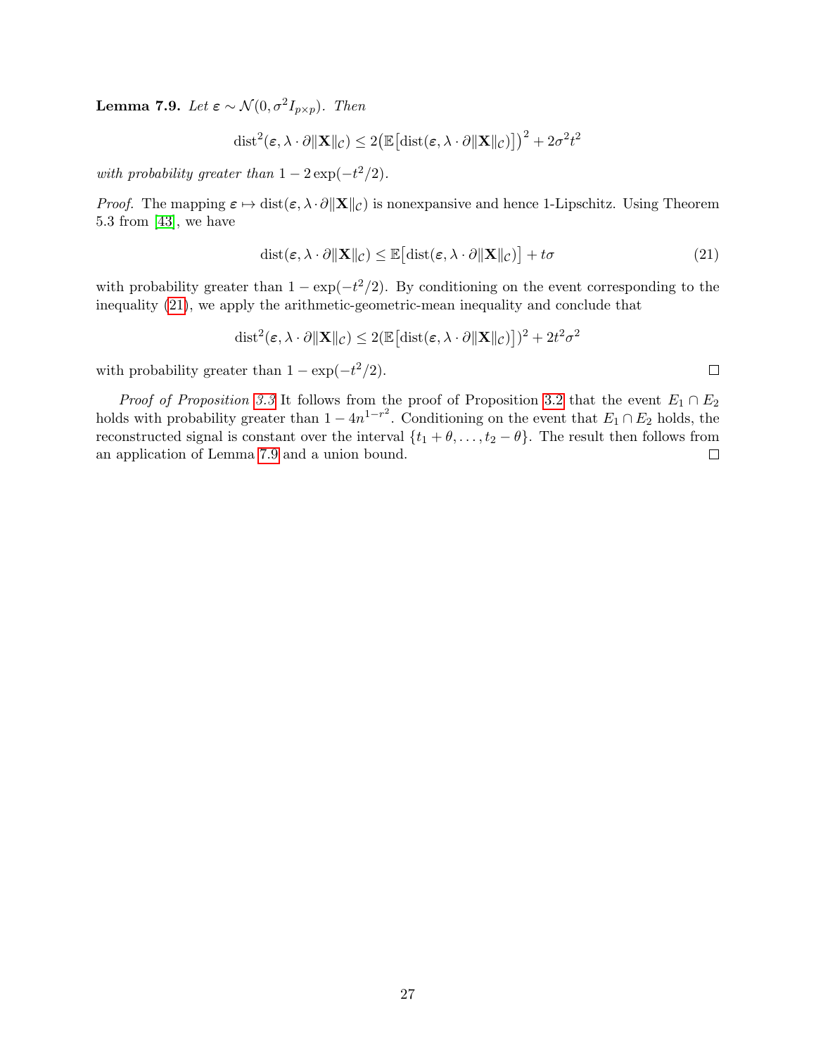**Lemma 7.9.** *Let $\boldsymbol{\varepsilon} \sim \mathcal{N}(0, \sigma^2 I_{p\times p})$. Then*

$$\operatorname{dist}^2(\boldsymbol{\varepsilon}, \lambda \cdot \partial\|\mathbf{X}\|_{\mathcal{C}}) \leq 2\big(\mathbb{E}\big[\operatorname{dist}(\boldsymbol{\varepsilon}, \lambda \cdot \partial\|\mathbf{X}\|_{\mathcal{C}})\big]\big)^2 + 2\sigma^2 t^2$$

*with probability greater than $1 - 2\exp(-t^2/2)$.*

*Proof.* The mapping $\boldsymbol{\varepsilon} \mapsto \operatorname{dist}(\boldsymbol{\varepsilon}, \lambda \cdot \partial\|\mathbf{X}\|_{\mathcal{C}})$ is nonexpansive and hence 1-Lipschitz. Using Theorem 5.3 from [43], we have

$$\operatorname{dist}(\boldsymbol{\varepsilon}, \lambda \cdot \partial\|\mathbf{X}\|_{\mathcal{C}}) \leq \mathbb{E}\big[\operatorname{dist}(\boldsymbol{\varepsilon}, \lambda \cdot \partial\|\mathbf{X}\|_{\mathcal{C}})\big] + t\sigma \tag{21}$$

with probability greater than $1 - \exp(-t^2/2)$. By conditioning on the event corresponding to the inequality (21), we apply the arithmetic-geometric-mean inequality and conclude that

$$\operatorname{dist}^2(\boldsymbol{\varepsilon}, \lambda \cdot \partial\|\mathbf{X}\|_{\mathcal{C}}) \leq 2(\mathbb{E}\big[\operatorname{dist}(\boldsymbol{\varepsilon}, \lambda \cdot \partial\|\mathbf{X}\|_{\mathcal{C}})\big])^2 + 2t^2\sigma^2$$

with probability greater than $1 - \exp(-t^2/2)$. ∎

*Proof of Proposition 3.3* It follows from the proof of Proposition 3.2 that the event $E_1 \cap E_2$ holds with probability greater than $1 - 4n^{1-r^2}$. Conditioning on the event that $E_1 \cap E_2$ holds, the reconstructed signal is constant over the interval $\{t_1 + \theta, \ldots, t_2 - \theta\}$. The result then follows from an application of Lemma 7.9 and a union bound. ∎